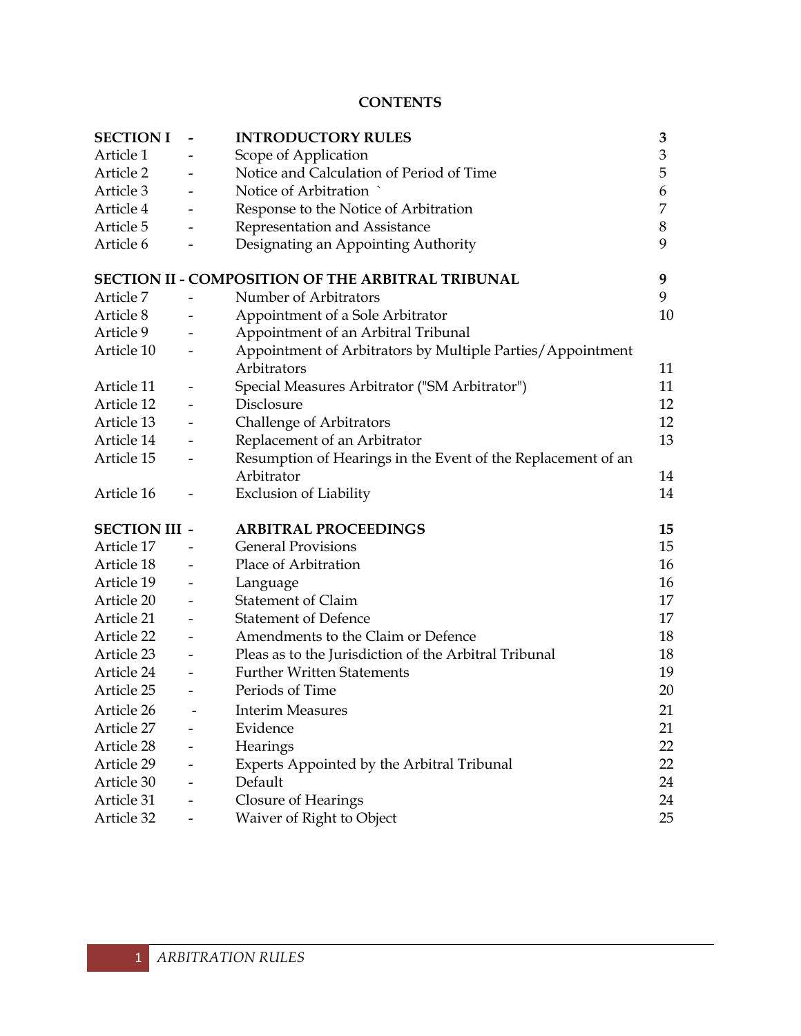## CONTENTS

| | | | |
|---|---|---|---|
| **SECTION I** | **-** | **INTRODUCTORY RULES** | **3** |
| Article 1 | - | Scope of Application | 3 |
| Article 2 | - | Notice and Calculation of Period of Time | 5 |
| Article 3 | - | Notice of Arbitration ` | 6 |
| Article 4 | - | Response to the Notice of Arbitration | 7 |
| Article 5 | - | Representation and Assistance | 8 |
| Article 6 | - | Designating an Appointing Authority | 9 |
| **SECTION II - COMPOSITION OF THE ARBITRAL TRIBUNAL** | | | **9** |
| Article 7 | - | Number of Arbitrators | 9 |
| Article 8 | - | Appointment of a Sole Arbitrator | 10 |
| Article 9 | - | Appointment of an Arbitral Tribunal | |
| Article 10 | - | Appointment of Arbitrators by Multiple Parties/Appointment Arbitrators | 11 |
| Article 11 | - | Special Measures Arbitrator ("SM Arbitrator") | 11 |
| Article 12 | - | Disclosure | 12 |
| Article 13 | - | Challenge of Arbitrators | 12 |
| Article 14 | - | Replacement of an Arbitrator | 13 |
| Article 15 | - | Resumption of Hearings in the Event of the Replacement of an Arbitrator | 14 |
| Article 16 | - | Exclusion of Liability | 14 |
| **SECTION III -** | | **ARBITRAL PROCEEDINGS** | **15** |
| Article 17 | - | General Provisions | 15 |
| Article 18 | - | Place of Arbitration | 16 |
| Article 19 | - | Language | 16 |
| Article 20 | - | Statement of Claim | 17 |
| Article 21 | - | Statement of Defence | 17 |
| Article 22 | - | Amendments to the Claim or Defence | 18 |
| Article 23 | - | Pleas as to the Jurisdiction of the Arbitral Tribunal | 18 |
| Article 24 | - | Further Written Statements | 19 |
| Article 25 | - | Periods of Time | 20 |
| Article 26 | - | Interim Measures | 21 |
| Article 27 | - | Evidence | 21 |
| Article 28 | - | Hearings | 22 |
| Article 29 | - | Experts Appointed by the Arbitral Tribunal | 22 |
| Article 30 | - | Default | 24 |
| Article 31 | - | Closure of Hearings | 24 |
| Article 32 | - | Waiver of Right to Object | 25 |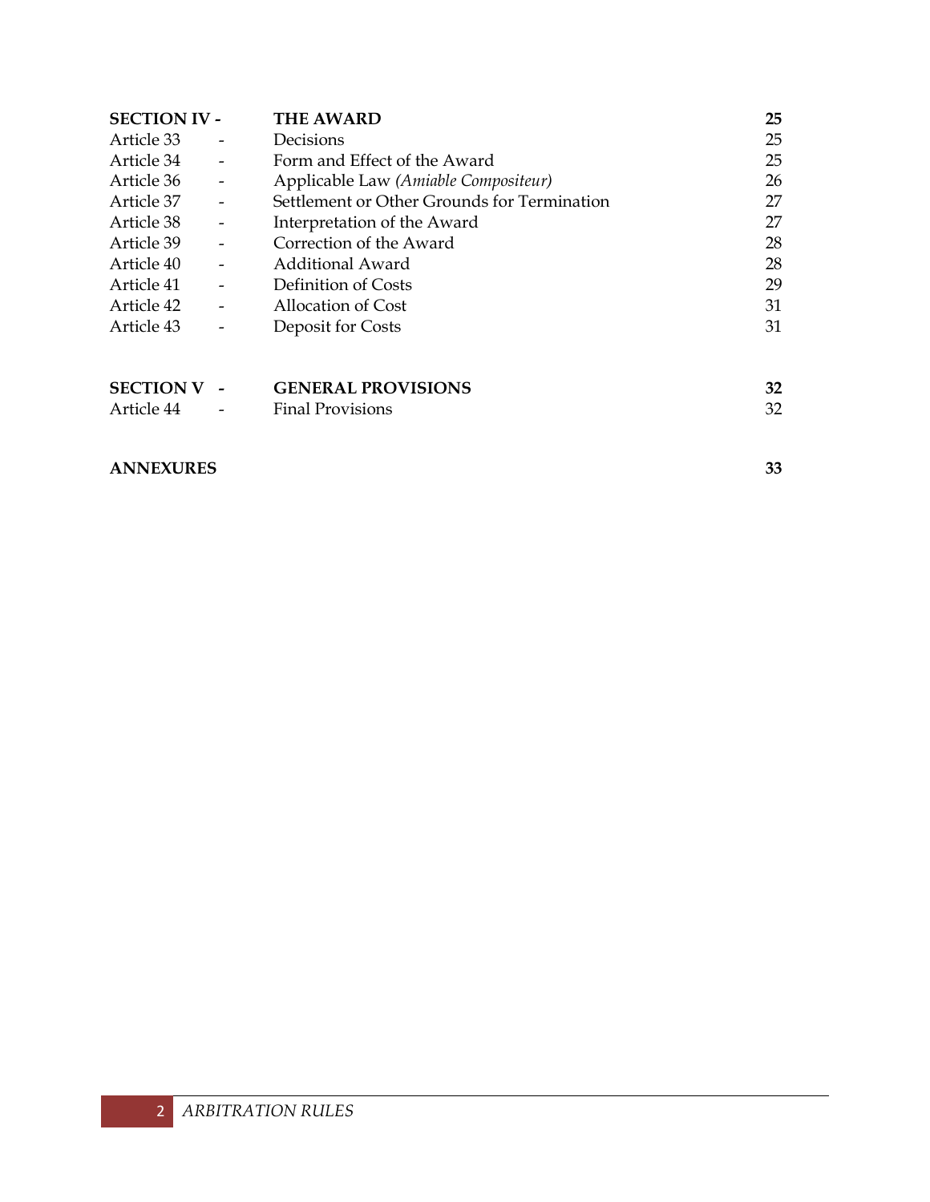| | | | |
|---|---|---|---|
| **SECTION IV -** | | **THE AWARD** | **25** |
| Article 33 | - | Decisions | 25 |
| Article 34 | - | Form and Effect of the Award | 25 |
| Article 36 | - | Applicable Law *(Amiable Compositeur)* | 26 |
| Article 37 | - | Settlement or Other Grounds for Termination | 27 |
| Article 38 | - | Interpretation of the Award | 27 |
| Article 39 | - | Correction of the Award | 28 |
| Article 40 | - | Additional Award | 28 |
| Article 41 | - | Definition of Costs | 29 |
| Article 42 | - | Allocation of Cost | 31 |
| Article 43 | - | Deposit for Costs | 31 |
| | | | |
| **SECTION V -** | | **GENERAL PROVISIONS** | **32** |
| Article 44 | - | Final Provisions | 32 |
| | | | |
| **ANNEXURES** | | | **33** |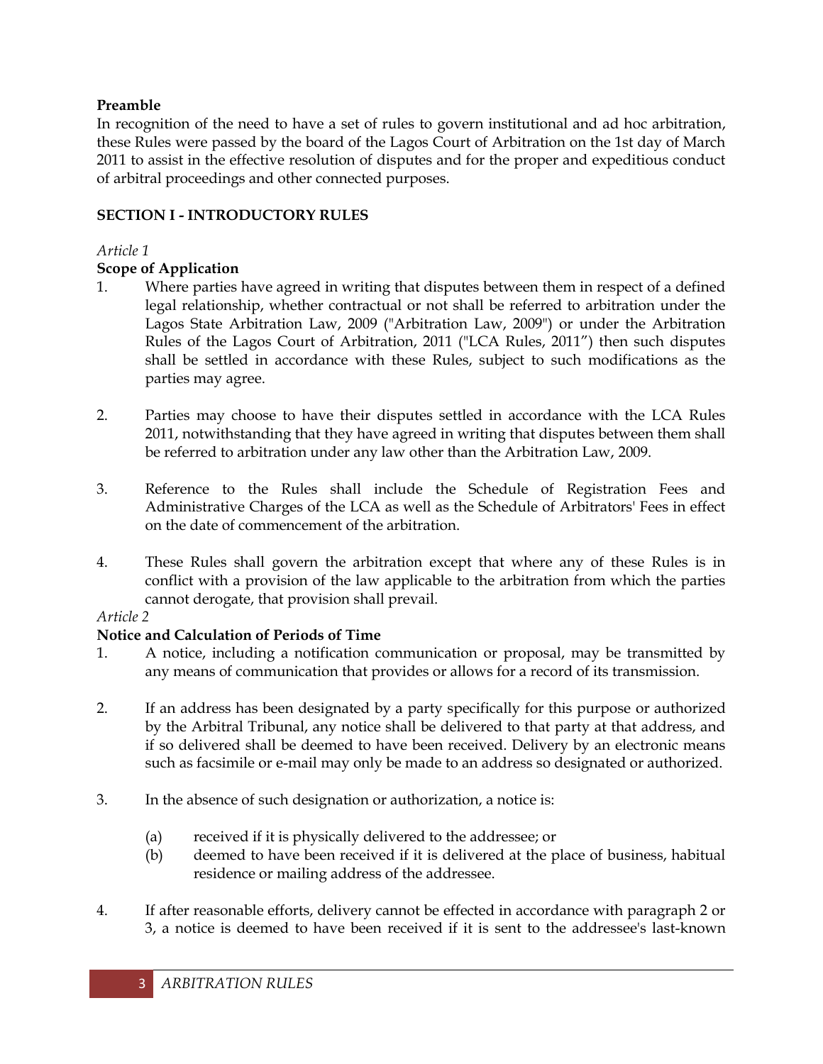**Preamble**

In recognition of the need to have a set of rules to govern institutional and ad hoc arbitration, these Rules were passed by the board of the Lagos Court of Arbitration on the 1st day of March 2011 to assist in the effective resolution of disputes and for the proper and expeditious conduct of arbitral proceedings and other connected purposes.

## SECTION I - INTRODUCTORY RULES

*Article 1*

### Scope of Application

1. Where parties have agreed in writing that disputes between them in respect of a defined legal relationship, whether contractual or not shall be referred to arbitration under the Lagos State Arbitration Law, 2009 ("Arbitration Law, 2009") or under the Arbitration Rules of the Lagos Court of Arbitration, 2011 ("LCA Rules, 2011") then such disputes shall be settled in accordance with these Rules, subject to such modifications as the parties may agree.

2. Parties may choose to have their disputes settled in accordance with the LCA Rules 2011, notwithstanding that they have agreed in writing that disputes between them shall be referred to arbitration under any law other than the Arbitration Law, 2009.

3. Reference to the Rules shall include the Schedule of Registration Fees and Administrative Charges of the LCA as well as the Schedule of Arbitrators' Fees in effect on the date of commencement of the arbitration.

4. These Rules shall govern the arbitration except that where any of these Rules is in conflict with a provision of the law applicable to the arbitration from which the parties cannot derogate, that provision shall prevail.

*Article 2*

### Notice and Calculation of Periods of Time

1. A notice, including a notification communication or proposal, may be transmitted by any means of communication that provides or allows for a record of its transmission.

2. If an address has been designated by a party specifically for this purpose or authorized by the Arbitral Tribunal, any notice shall be delivered to that party at that address, and if so delivered shall be deemed to have been received. Delivery by an electronic means such as facsimile or e-mail may only be made to an address so designated or authorized.

3. In the absence of such designation or authorization, a notice is:

   (a) received if it is physically delivered to the addressee; or
   
   (b) deemed to have been received if it is delivered at the place of business, habitual residence or mailing address of the addressee.

4. If after reasonable efforts, delivery cannot be effected in accordance with paragraph 2 or 3, a notice is deemed to have been received if it is sent to the addressee's last-known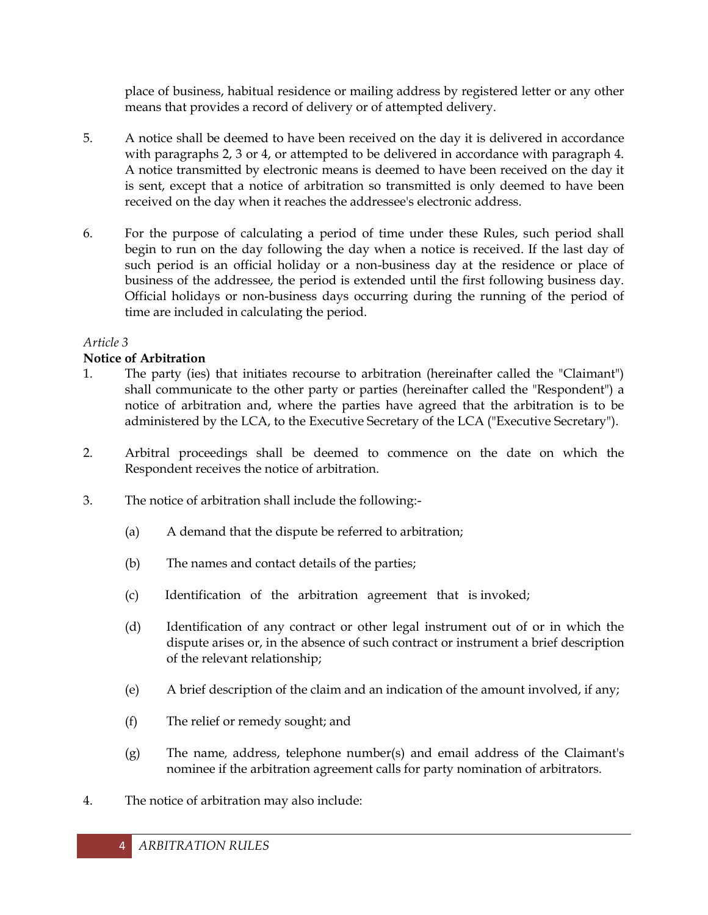place of business, habitual residence or mailing address by registered letter or any other means that provides a record of delivery or of attempted delivery.

5. A notice shall be deemed to have been received on the day it is delivered in accordance with paragraphs 2, 3 or 4, or attempted to be delivered in accordance with paragraph 4. A notice transmitted by electronic means is deemed to have been received on the day it is sent, except that a notice of arbitration so transmitted is only deemed to have been received on the day when it reaches the addressee's electronic address.

6. For the purpose of calculating a period of time under these Rules, such period shall begin to run on the day following the day when a notice is received. If the last day of such period is an official holiday or a non-business day at the residence or place of business of the addressee, the period is extended until the first following business day. Official holidays or non-business days occurring during the running of the period of time are included in calculating the period.

*Article 3*

**Notice of Arbitration**

1. The party (ies) that initiates recourse to arbitration (hereinafter called the "Claimant") shall communicate to the other party or parties (hereinafter called the "Respondent") a notice of arbitration and, where the parties have agreed that the arbitration is to be administered by the LCA, to the Executive Secretary of the LCA ("Executive Secretary").

2. Arbitral proceedings shall be deemed to commence on the date on which the Respondent receives the notice of arbitration.

3. The notice of arbitration shall include the following:-

   (a) A demand that the dispute be referred to arbitration;

   (b) The names and contact details of the parties;

   (c) Identification of the arbitration agreement that is invoked;

   (d) Identification of any contract or other legal instrument out of or in which the dispute arises or, in the absence of such contract or instrument a brief description of the relevant relationship;

   (e) A brief description of the claim and an indication of the amount involved, if any;

   (f) The relief or remedy sought; and

   (g) The name, address, telephone number(s) and email address of the Claimant's nominee if the arbitration agreement calls for party nomination of arbitrators.

4. The notice of arbitration may also include: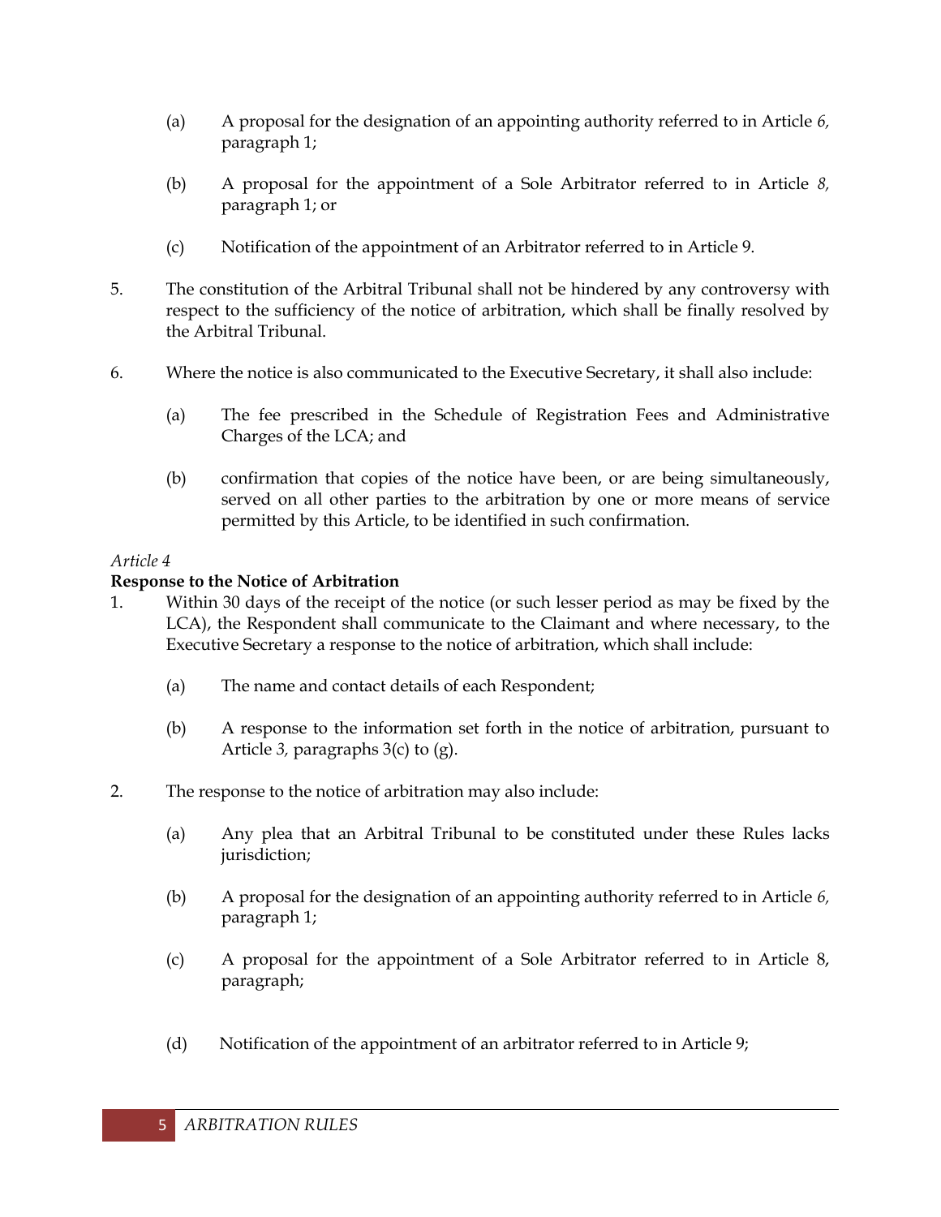(a) A proposal for the designation of an appointing authority referred to in Article *6,* paragraph 1;

(b) A proposal for the appointment of a Sole Arbitrator referred to in Article *8,* paragraph 1; or

(c) Notification of the appointment of an Arbitrator referred to in Article 9.

5. The constitution of the Arbitral Tribunal shall not be hindered by any controversy with respect to the sufficiency of the notice of arbitration, which shall be finally resolved by the Arbitral Tribunal.

6. Where the notice is also communicated to the Executive Secretary, it shall also include:

(a) The fee prescribed in the Schedule of Registration Fees and Administrative Charges of the LCA; and

(b) confirmation that copies of the notice have been, or are being simultaneously, served on all other parties to the arbitration by one or more means of service permitted by this Article, to be identified in such confirmation.

*Article 4*

**Response to the Notice of Arbitration**

1. Within 30 days of the receipt of the notice (or such lesser period as may be fixed by the LCA), the Respondent shall communicate to the Claimant and where necessary, to the Executive Secretary a response to the notice of arbitration, which shall include:

(a) The name and contact details of each Respondent;

(b) A response to the information set forth in the notice of arbitration, pursuant to Article *3,* paragraphs 3(c) to (g).

2. The response to the notice of arbitration may also include:

(a) Any plea that an Arbitral Tribunal to be constituted under these Rules lacks jurisdiction;

(b) A proposal for the designation of an appointing authority referred to in Article *6,* paragraph 1;

(c) A proposal for the appointment of a Sole Arbitrator referred to in Article 8, paragraph;

(d) Notification of the appointment of an arbitrator referred to in Article 9;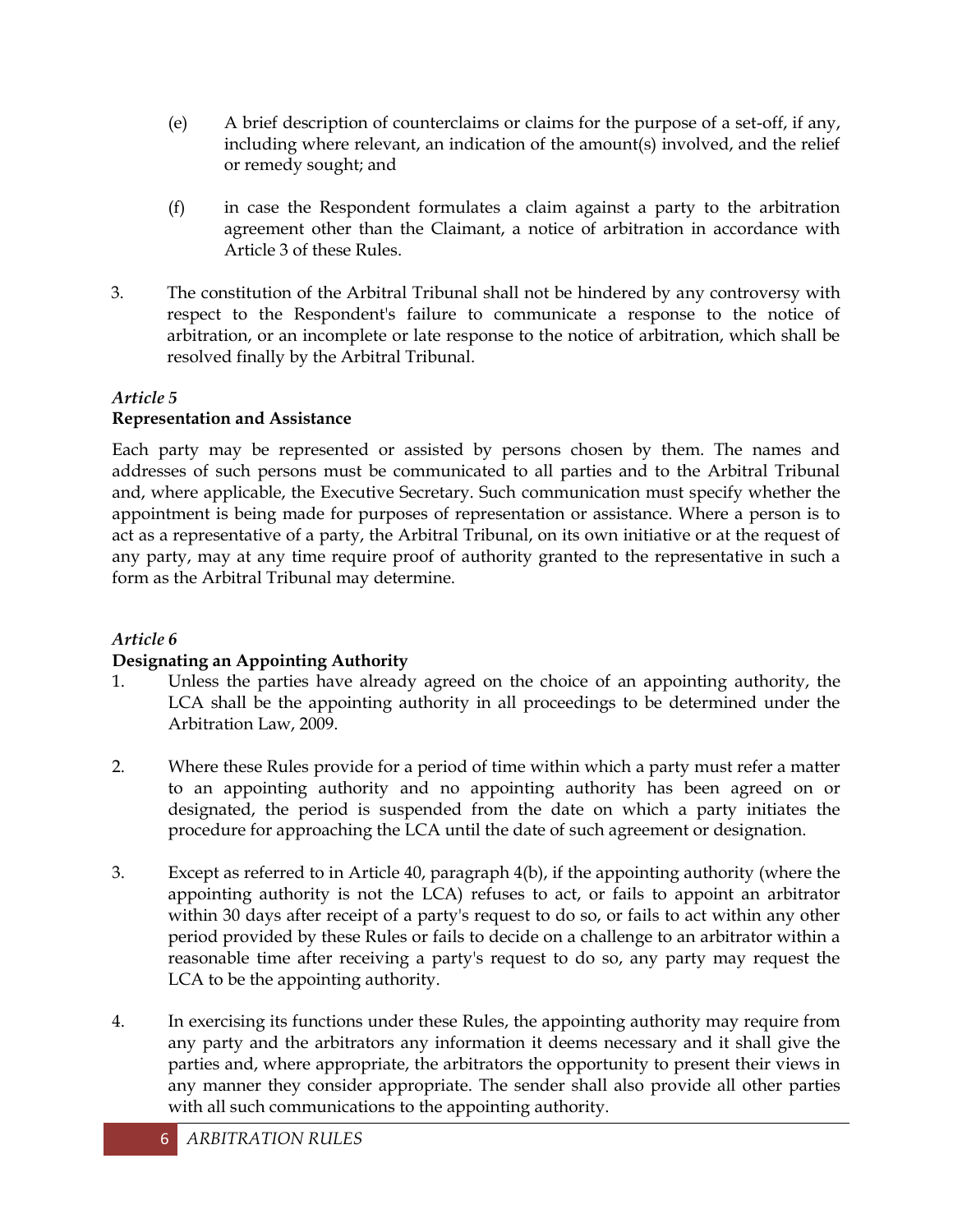(e) A brief description of counterclaims or claims for the purpose of a set-off, if any, including where relevant, an indication of the amount(s) involved, and the relief or remedy sought; and

(f) in case the Respondent formulates a claim against a party to the arbitration agreement other than the Claimant, a notice of arbitration in accordance with Article 3 of these Rules.

3. The constitution of the Arbitral Tribunal shall not be hindered by any controversy with respect to the Respondent's failure to communicate a response to the notice of arbitration, or an incomplete or late response to the notice of arbitration, which shall be resolved finally by the Arbitral Tribunal.

*Article 5*
**Representation and Assistance**

Each party may be represented or assisted by persons chosen by them. The names and addresses of such persons must be communicated to all parties and to the Arbitral Tribunal and, where applicable, the Executive Secretary. Such communication must specify whether the appointment is being made for purposes of representation or assistance. Where a person is to act as a representative of a party, the Arbitral Tribunal, on its own initiative or at the request of any party, may at any time require proof of authority granted to the representative in such a form as the Arbitral Tribunal may determine.

*Article 6*
**Designating an Appointing Authority**

1. Unless the parties have already agreed on the choice of an appointing authority, the LCA shall be the appointing authority in all proceedings to be determined under the Arbitration Law, 2009.

2. Where these Rules provide for a period of time within which a party must refer a matter to an appointing authority and no appointing authority has been agreed on or designated, the period is suspended from the date on which a party initiates the procedure for approaching the LCA until the date of such agreement or designation.

3. Except as referred to in Article 40, paragraph 4(b), if the appointing authority (where the appointing authority is not the LCA) refuses to act, or fails to appoint an arbitrator within 30 days after receipt of a party's request to do so, or fails to act within any other period provided by these Rules or fails to decide on a challenge to an arbitrator within a reasonable time after receiving a party's request to do so, any party may request the LCA to be the appointing authority.

4. In exercising its functions under these Rules, the appointing authority may require from any party and the arbitrators any information it deems necessary and it shall give the parties and, where appropriate, the arbitrators the opportunity to present their views in any manner they consider appropriate. The sender shall also provide all other parties with all such communications to the appointing authority.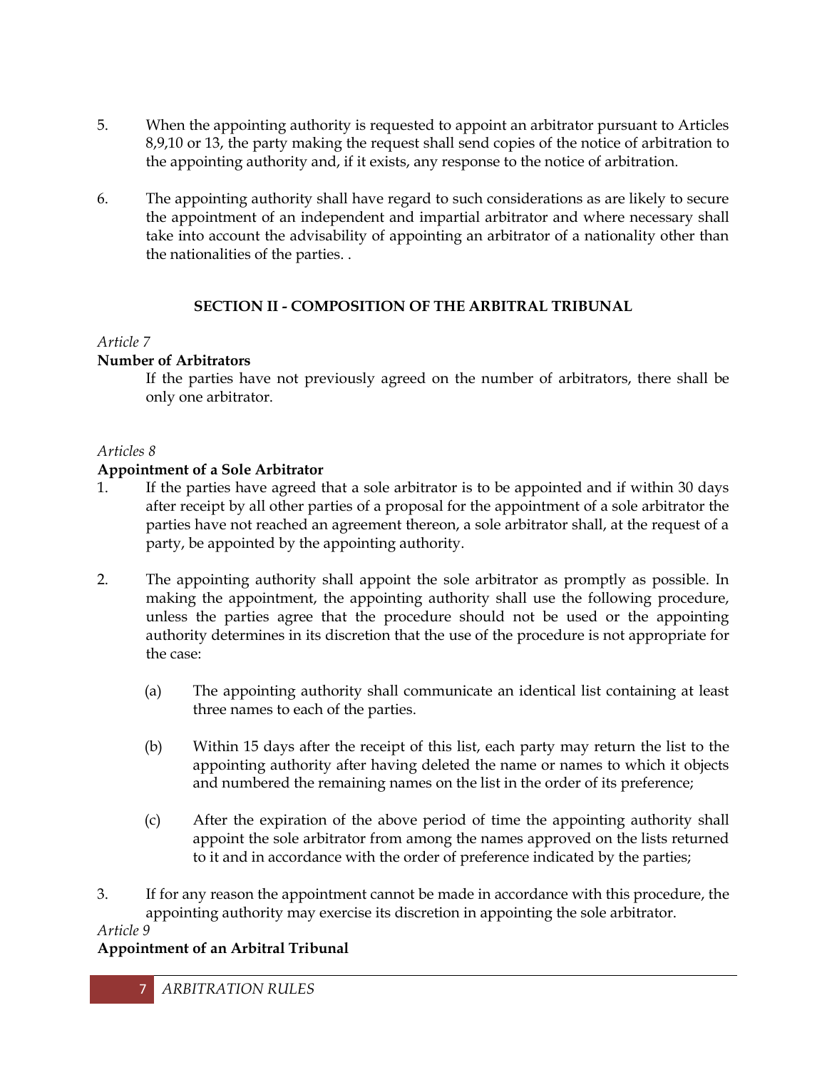5. When the appointing authority is requested to appoint an arbitrator pursuant to Articles 8,9,10 or 13, the party making the request shall send copies of the notice of arbitration to the appointing authority and, if it exists, any response to the notice of arbitration.

6. The appointing authority shall have regard to such considerations as are likely to secure the appointment of an independent and impartial arbitrator and where necessary shall take into account the advisability of appointing an arbitrator of a nationality other than the nationalities of the parties. .

## SECTION II - COMPOSITION OF THE ARBITRAL TRIBUNAL

*Article 7*

**Number of Arbitrators**

If the parties have not previously agreed on the number of arbitrators, there shall be only one arbitrator.

*Articles 8*

**Appointment of a Sole Arbitrator**

1. If the parties have agreed that a sole arbitrator is to be appointed and if within 30 days after receipt by all other parties of a proposal for the appointment of a sole arbitrator the parties have not reached an agreement thereon, a sole arbitrator shall, at the request of a party, be appointed by the appointing authority.

2. The appointing authority shall appoint the sole arbitrator as promptly as possible. In making the appointment, the appointing authority shall use the following procedure, unless the parties agree that the procedure should not be used or the appointing authority determines in its discretion that the use of the procedure is not appropriate for the case:

   (a) The appointing authority shall communicate an identical list containing at least three names to each of the parties.

   (b) Within 15 days after the receipt of this list, each party may return the list to the appointing authority after having deleted the name or names to which it objects and numbered the remaining names on the list in the order of its preference;

   (c) After the expiration of the above period of time the appointing authority shall appoint the sole arbitrator from among the names approved on the lists returned to it and in accordance with the order of preference indicated by the parties;

3. If for any reason the appointment cannot be made in accordance with this procedure, the appointing authority may exercise its discretion in appointing the sole arbitrator.

*Article 9*

**Appointment of an Arbitral Tribunal**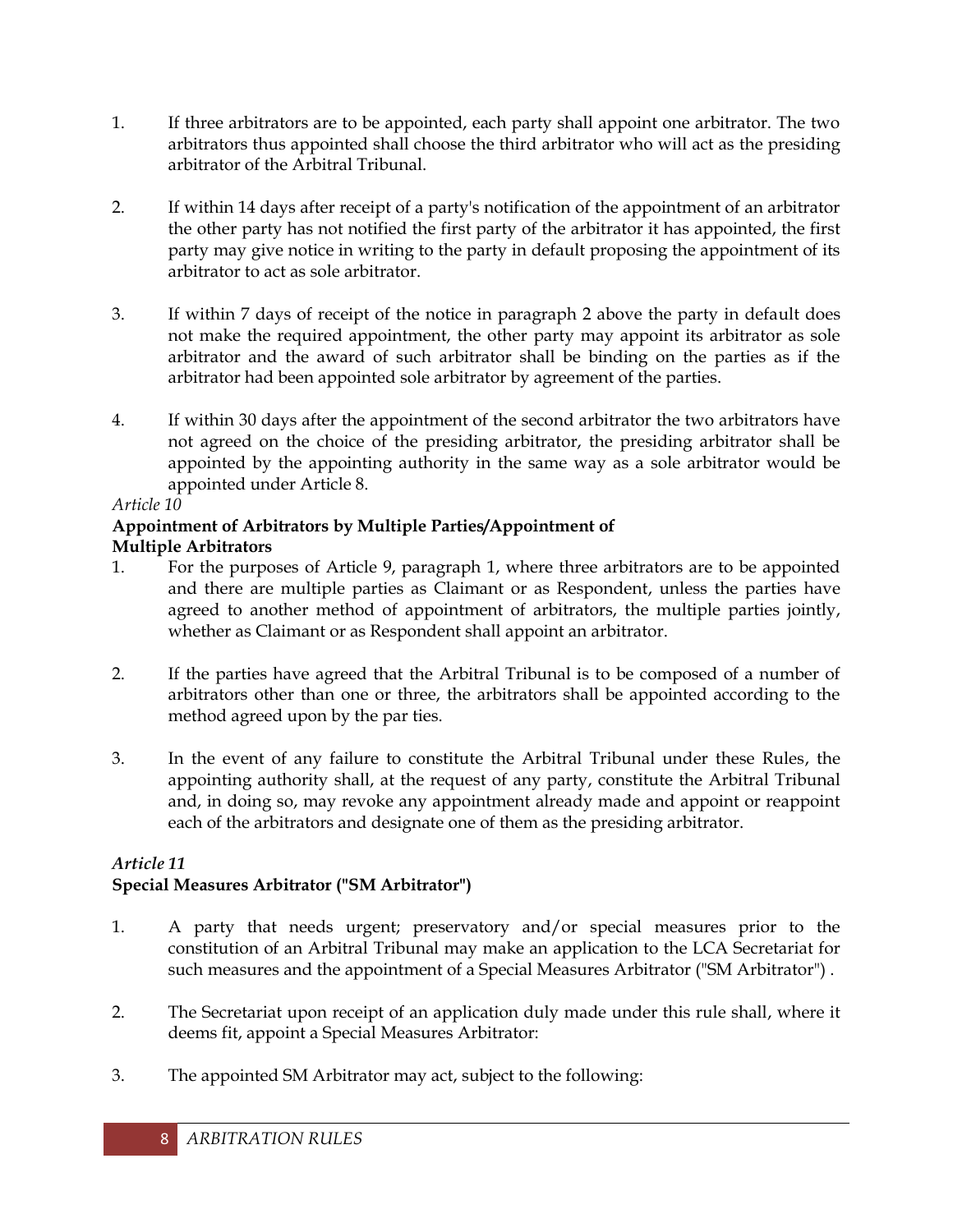1. If three arbitrators are to be appointed, each party shall appoint one arbitrator. The two arbitrators thus appointed shall choose the third arbitrator who will act as the presiding arbitrator of the Arbitral Tribunal.

2. If within 14 days after receipt of a party's notification of the appointment of an arbitrator the other party has not notified the first party of the arbitrator it has appointed, the first party may give notice in writing to the party in default proposing the appointment of its arbitrator to act as sole arbitrator.

3. If within 7 days of receipt of the notice in paragraph 2 above the party in default does not make the required appointment, the other party may appoint its arbitrator as sole arbitrator and the award of such arbitrator shall be binding on the parties as if the arbitrator had been appointed sole arbitrator by agreement of the parties.

4. If within 30 days after the appointment of the second arbitrator the two arbitrators have not agreed on the choice of the presiding arbitrator, the presiding arbitrator shall be appointed by the appointing authority in the same way as a sole arbitrator would be appointed under Article 8.

*Article 10*

**Appointment of Arbitrators by Multiple Parties/Appointment of Multiple Arbitrators**

1. For the purposes of Article 9, paragraph 1, where three arbitrators are to be appointed and there are multiple parties as Claimant or as Respondent, unless the parties have agreed to another method of appointment of arbitrators, the multiple parties jointly, whether as Claimant or as Respondent shall appoint an arbitrator.

2. If the parties have agreed that the Arbitral Tribunal is to be composed of a number of arbitrators other than one or three, the arbitrators shall be appointed according to the method agreed upon by the par ties.

3. In the event of any failure to constitute the Arbitral Tribunal under these Rules, the appointing authority shall, at the request of any party, constitute the Arbitral Tribunal and, in doing so, may revoke any appointment already made and appoint or reappoint each of the arbitrators and designate one of them as the presiding arbitrator.

*Article 11*

**Special Measures Arbitrator ("SM Arbitrator")**

1. A party that needs urgent; preservatory and/or special measures prior to the constitution of an Arbitral Tribunal may make an application to the LCA Secretariat for such measures and the appointment of a Special Measures Arbitrator ("SM Arbitrator") .

2. The Secretariat upon receipt of an application duly made under this rule shall, where it deems fit, appoint a Special Measures Arbitrator:

3. The appointed SM Arbitrator may act, subject to the following: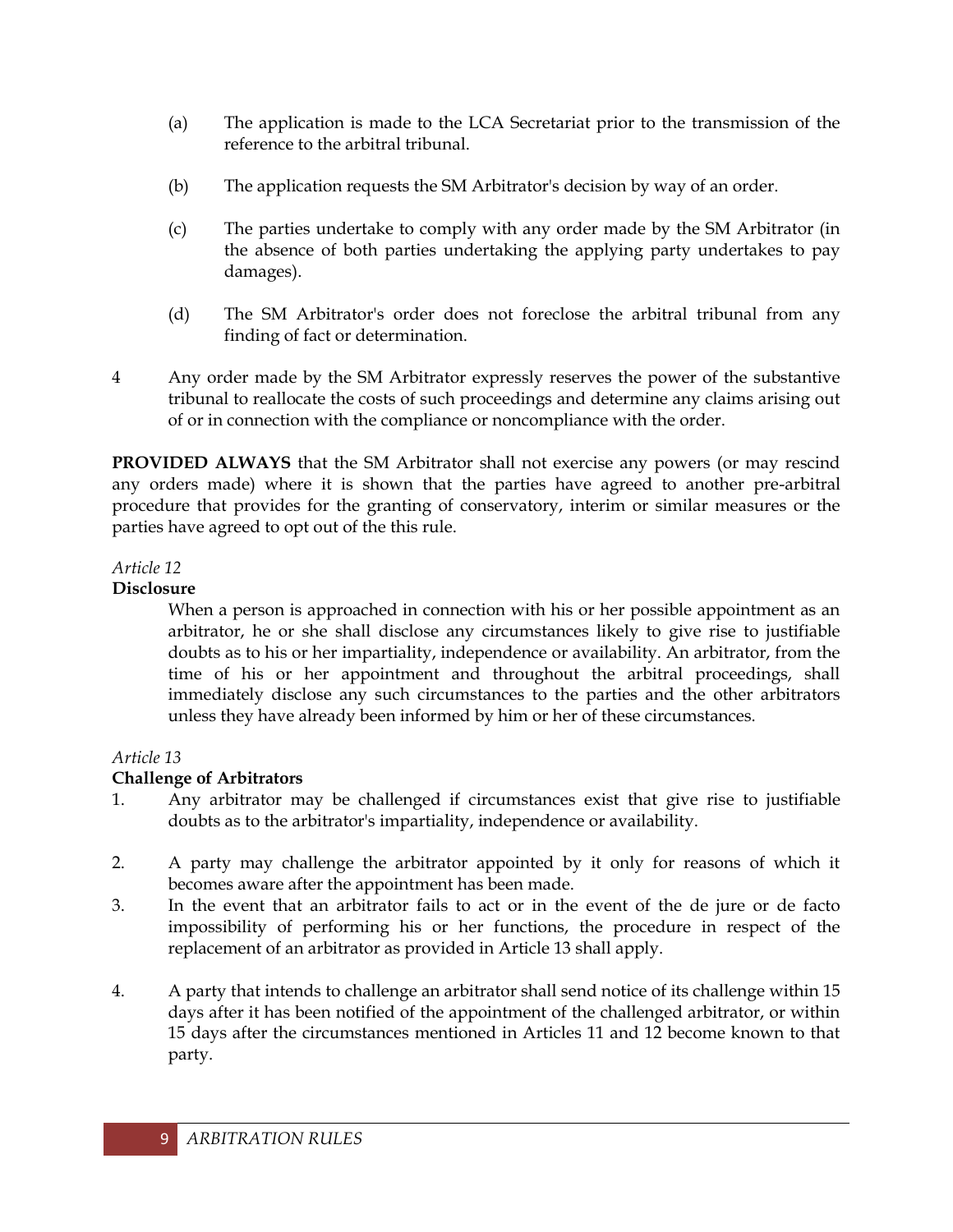(a) The application is made to the LCA Secretariat prior to the transmission of the reference to the arbitral tribunal.

(b) The application requests the SM Arbitrator's decision by way of an order.

(c) The parties undertake to comply with any order made by the SM Arbitrator (in the absence of both parties undertaking the applying party undertakes to pay damages).

(d) The SM Arbitrator's order does not foreclose the arbitral tribunal from any finding of fact or determination.

4 Any order made by the SM Arbitrator expressly reserves the power of the substantive tribunal to reallocate the costs of such proceedings and determine any claims arising out of or in connection with the compliance or noncompliance with the order.

**PROVIDED ALWAYS** that the SM Arbitrator shall not exercise any powers (or may rescind any orders made) where it is shown that the parties have agreed to another pre-arbitral procedure that provides for the granting of conservatory, interim or similar measures or the parties have agreed to opt out of the this rule.

*Article 12*

**Disclosure**

When a person is approached in connection with his or her possible appointment as an arbitrator, he or she shall disclose any circumstances likely to give rise to justifiable doubts as to his or her impartiality, independence or availability. An arbitrator, from the time of his or her appointment and throughout the arbitral proceedings, shall immediately disclose any such circumstances to the parties and the other arbitrators unless they have already been informed by him or her of these circumstances.

*Article 13*

**Challenge of Arbitrators**

1. Any arbitrator may be challenged if circumstances exist that give rise to justifiable doubts as to the arbitrator's impartiality, independence or availability.

2. A party may challenge the arbitrator appointed by it only for reasons of which it becomes aware after the appointment has been made.

3. In the event that an arbitrator fails to act or in the event of the de jure or de facto impossibility of performing his or her functions, the procedure in respect of the replacement of an arbitrator as provided in Article 13 shall apply.

4. A party that intends to challenge an arbitrator shall send notice of its challenge within 15 days after it has been notified of the appointment of the challenged arbitrator, or within 15 days after the circumstances mentioned in Articles 11 and 12 become known to that party.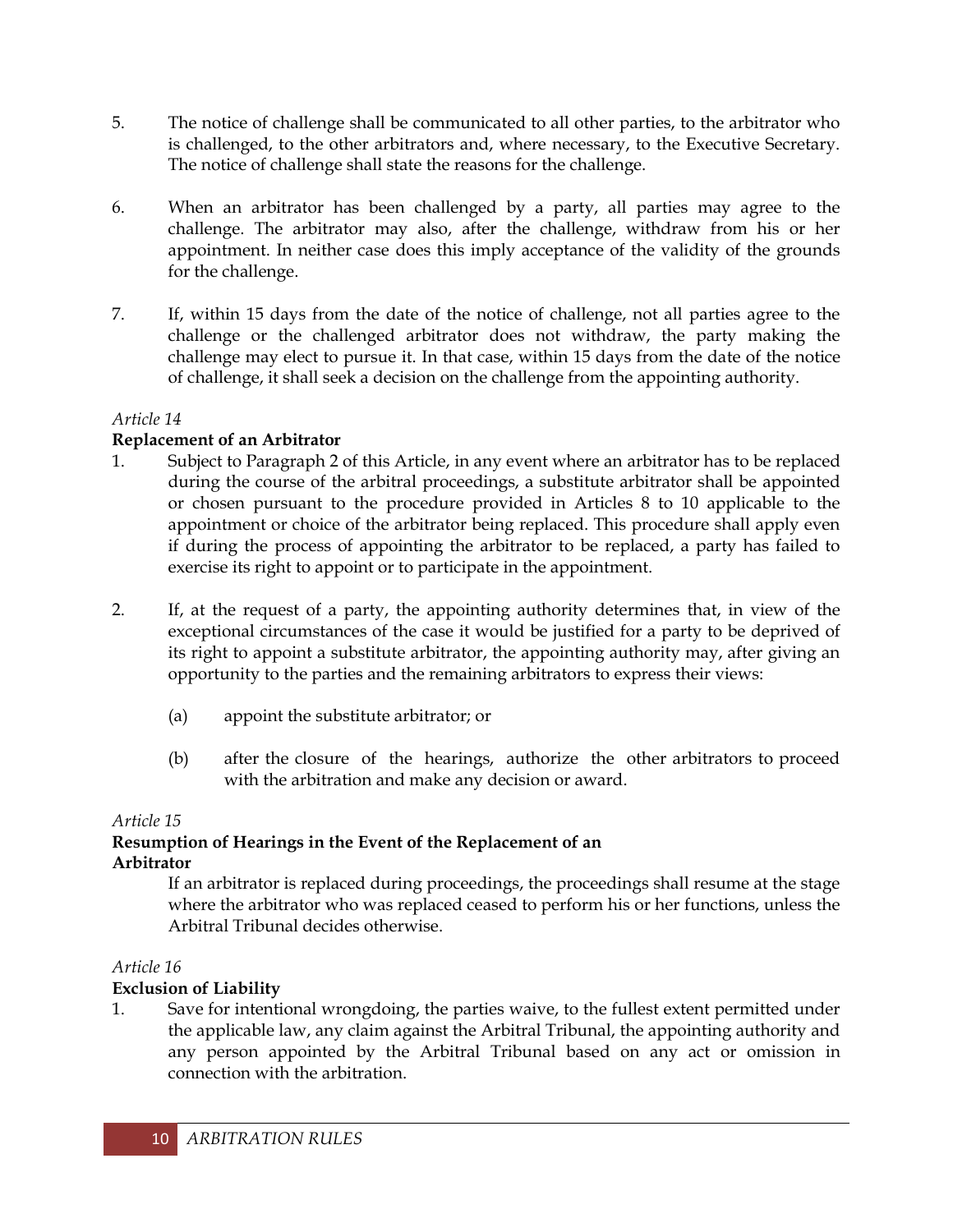5. The notice of challenge shall be communicated to all other parties, to the arbitrator who is challenged, to the other arbitrators and, where necessary, to the Executive Secretary. The notice of challenge shall state the reasons for the challenge.

6. When an arbitrator has been challenged by a party, all parties may agree to the challenge. The arbitrator may also, after the challenge, withdraw from his or her appointment. In neither case does this imply acceptance of the validity of the grounds for the challenge.

7. If, within 15 days from the date of the notice of challenge, not all parties agree to the challenge or the challenged arbitrator does not withdraw, the party making the challenge may elect to pursue it. In that case, within 15 days from the date of the notice of challenge, it shall seek a decision on the challenge from the appointing authority.

*Article 14*

**Replacement of an Arbitrator**

1. Subject to Paragraph 2 of this Article, in any event where an arbitrator has to be replaced during the course of the arbitral proceedings, a substitute arbitrator shall be appointed or chosen pursuant to the procedure provided in Articles 8 to 10 applicable to the appointment or choice of the arbitrator being replaced. This procedure shall apply even if during the process of appointing the arbitrator to be replaced, a party has failed to exercise its right to appoint or to participate in the appointment.

2. If, at the request of a party, the appointing authority determines that, in view of the exceptional circumstances of the case it would be justified for a party to be deprived of its right to appoint a substitute arbitrator, the appointing authority may, after giving an opportunity to the parties and the remaining arbitrators to express their views:

   (a) appoint the substitute arbitrator; or

   (b) after the closure of the hearings, authorize the other arbitrators to proceed with the arbitration and make any decision or award.

*Article 15*

**Resumption of Hearings in the Event of the Replacement of an Arbitrator**

If an arbitrator is replaced during proceedings, the proceedings shall resume at the stage where the arbitrator who was replaced ceased to perform his or her functions, unless the Arbitral Tribunal decides otherwise.

*Article 16*

**Exclusion of Liability**

1. Save for intentional wrongdoing, the parties waive, to the fullest extent permitted under the applicable law, any claim against the Arbitral Tribunal, the appointing authority and any person appointed by the Arbitral Tribunal based on any act or omission in connection with the arbitration.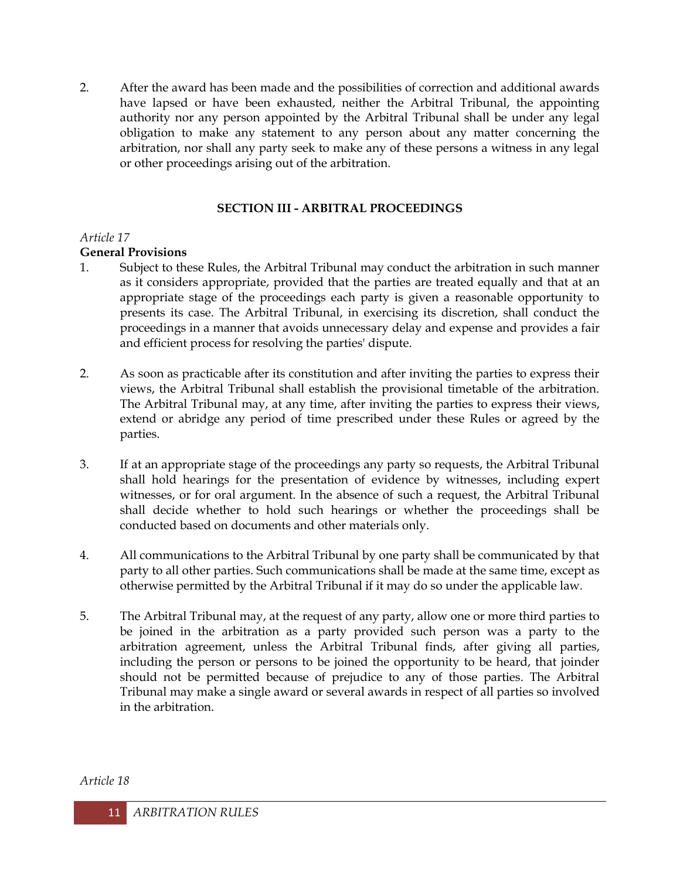2. After the award has been made and the possibilities of correction and additional awards have lapsed or have been exhausted, neither the Arbitral Tribunal, the appointing authority nor any person appointed by the Arbitral Tribunal shall be under any legal obligation to make any statement to any person about any matter concerning the arbitration, nor shall any party seek to make any of these persons a witness in any legal or other proceedings arising out of the arbitration.

## SECTION III - ARBITRAL PROCEEDINGS

*Article 17*

**General Provisions**

1. Subject to these Rules, the Arbitral Tribunal may conduct the arbitration in such manner as it considers appropriate, provided that the parties are treated equally and that at an appropriate stage of the proceedings each party is given a reasonable opportunity to presents its case. The Arbitral Tribunal, in exercising its discretion, shall conduct the proceedings in a manner that avoids unnecessary delay and expense and provides a fair and efficient process for resolving the parties' dispute.

2. As soon as practicable after its constitution and after inviting the parties to express their views, the Arbitral Tribunal shall establish the provisional timetable of the arbitration. The Arbitral Tribunal may, at any time, after inviting the parties to express their views, extend or abridge any period of time prescribed under these Rules or agreed by the parties.

3. If at an appropriate stage of the proceedings any party so requests, the Arbitral Tribunal shall hold hearings for the presentation of evidence by witnesses, including expert witnesses, or for oral argument. In the absence of such a request, the Arbitral Tribunal shall decide whether to hold such hearings or whether the proceedings shall be conducted based on documents and other materials only.

4. All communications to the Arbitral Tribunal by one party shall be communicated by that party to all other parties. Such communications shall be made at the same time, except as otherwise permitted by the Arbitral Tribunal if it may do so under the applicable law.

5. The Arbitral Tribunal may, at the request of any party, allow one or more third parties to be joined in the arbitration as a party provided such person was a party to the arbitration agreement, unless the Arbitral Tribunal finds, after giving all parties, including the person or persons to be joined the opportunity to be heard, that joinder should not be permitted because of prejudice to any of those parties. The Arbitral Tribunal may make a single award or several awards in respect of all parties so involved in the arbitration.

*Article 18*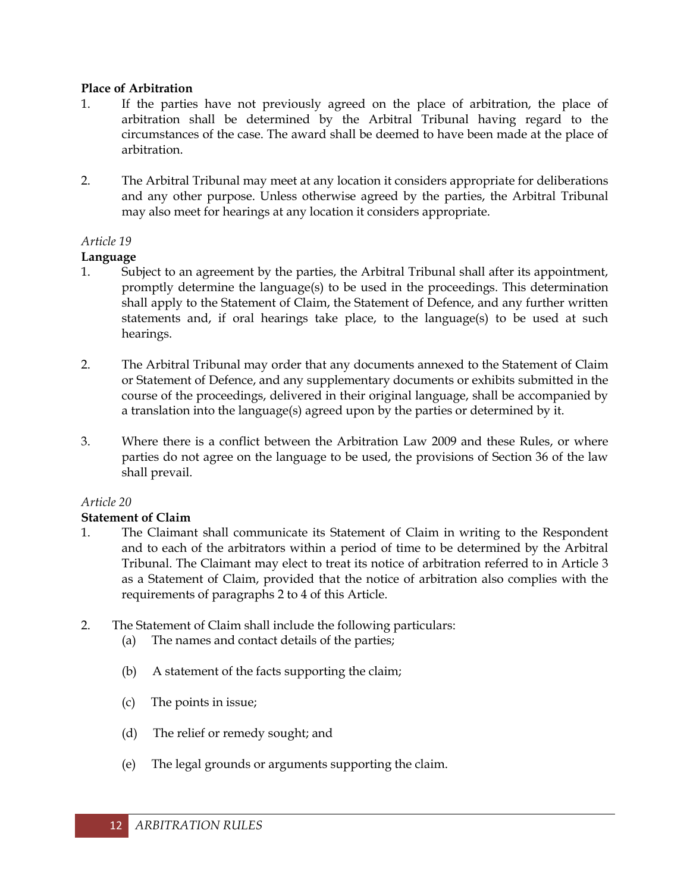**Place of Arbitration**

1. If the parties have not previously agreed on the place of arbitration, the place of arbitration shall be determined by the Arbitral Tribunal having regard to the circumstances of the case. The award shall be deemed to have been made at the place of arbitration.

2. The Arbitral Tribunal may meet at any location it considers appropriate for deliberations and any other purpose. Unless otherwise agreed by the parties, the Arbitral Tribunal may also meet for hearings at any location it considers appropriate.

*Article 19*

**Language**

1. Subject to an agreement by the parties, the Arbitral Tribunal shall after its appointment, promptly determine the language(s) to be used in the proceedings. This determination shall apply to the Statement of Claim, the Statement of Defence, and any further written statements and, if oral hearings take place, to the language(s) to be used at such hearings.

2. The Arbitral Tribunal may order that any documents annexed to the Statement of Claim or Statement of Defence, and any supplementary documents or exhibits submitted in the course of the proceedings, delivered in their original language, shall be accompanied by a translation into the language(s) agreed upon by the parties or determined by it.

3. Where there is a conflict between the Arbitration Law 2009 and these Rules, or where parties do not agree on the language to be used, the provisions of Section 36 of the law shall prevail.

*Article 20*

**Statement of Claim**

1. The Claimant shall communicate its Statement of Claim in writing to the Respondent and to each of the arbitrators within a period of time to be determined by the Arbitral Tribunal. The Claimant may elect to treat its notice of arbitration referred to in Article 3 as a Statement of Claim, provided that the notice of arbitration also complies with the requirements of paragraphs 2 to 4 of this Article.

2. The Statement of Claim shall include the following particulars:
   (a) The names and contact details of the parties;

   (b) A statement of the facts supporting the claim;

   (c) The points in issue;

   (d) The relief or remedy sought; and

   (e) The legal grounds or arguments supporting the claim.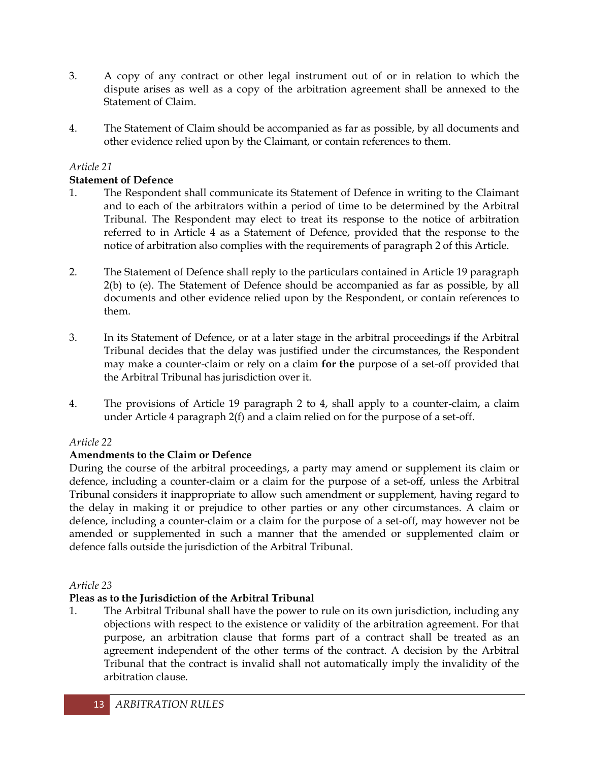3. A copy of any contract or other legal instrument out of or in relation to which the dispute arises as well as a copy of the arbitration agreement shall be annexed to the Statement of Claim.

4. The Statement of Claim should be accompanied as far as possible, by all documents and other evidence relied upon by the Claimant, or contain references to them.

*Article 21*

**Statement of Defence**

1. The Respondent shall communicate its Statement of Defence in writing to the Claimant and to each of the arbitrators within a period of time to be determined by the Arbitral Tribunal. The Respondent may elect to treat its response to the notice of arbitration referred to in Article 4 as a Statement of Defence, provided that the response to the notice of arbitration also complies with the requirements of paragraph 2 of this Article.

2. The Statement of Defence shall reply to the particulars contained in Article 19 paragraph 2(b) to (e). The Statement of Defence should be accompanied as far as possible, by all documents and other evidence relied upon by the Respondent, or contain references to them.

3. In its Statement of Defence, or at a later stage in the arbitral proceedings if the Arbitral Tribunal decides that the delay was justified under the circumstances, the Respondent may make a counter-claim or rely on a claim **for the** purpose of a set-off provided that the Arbitral Tribunal has jurisdiction over it.

4. The provisions of Article 19 paragraph 2 to 4, shall apply to a counter-claim, a claim under Article 4 paragraph 2(f) and a claim relied on for the purpose of a set-off.

*Article 22*

**Amendments to the Claim or Defence**

During the course of the arbitral proceedings, a party may amend or supplement its claim or defence, including a counter-claim or a claim for the purpose of a set-off, unless the Arbitral Tribunal considers it inappropriate to allow such amendment or supplement, having regard to the delay in making it or prejudice to other parties or any other circumstances. A claim or defence, including a counter-claim or a claim for the purpose of a set-off, may however not be amended or supplemented in such a manner that the amended or supplemented claim or defence falls outside the jurisdiction of the Arbitral Tribunal.

*Article 23*

**Pleas as to the Jurisdiction of the Arbitral Tribunal**

1. The Arbitral Tribunal shall have the power to rule on its own jurisdiction, including any objections with respect to the existence or validity of the arbitration agreement. For that purpose, an arbitration clause that forms part of a contract shall be treated as an agreement independent of the other terms of the contract. A decision by the Arbitral Tribunal that the contract is invalid shall not automatically imply the invalidity of the arbitration clause.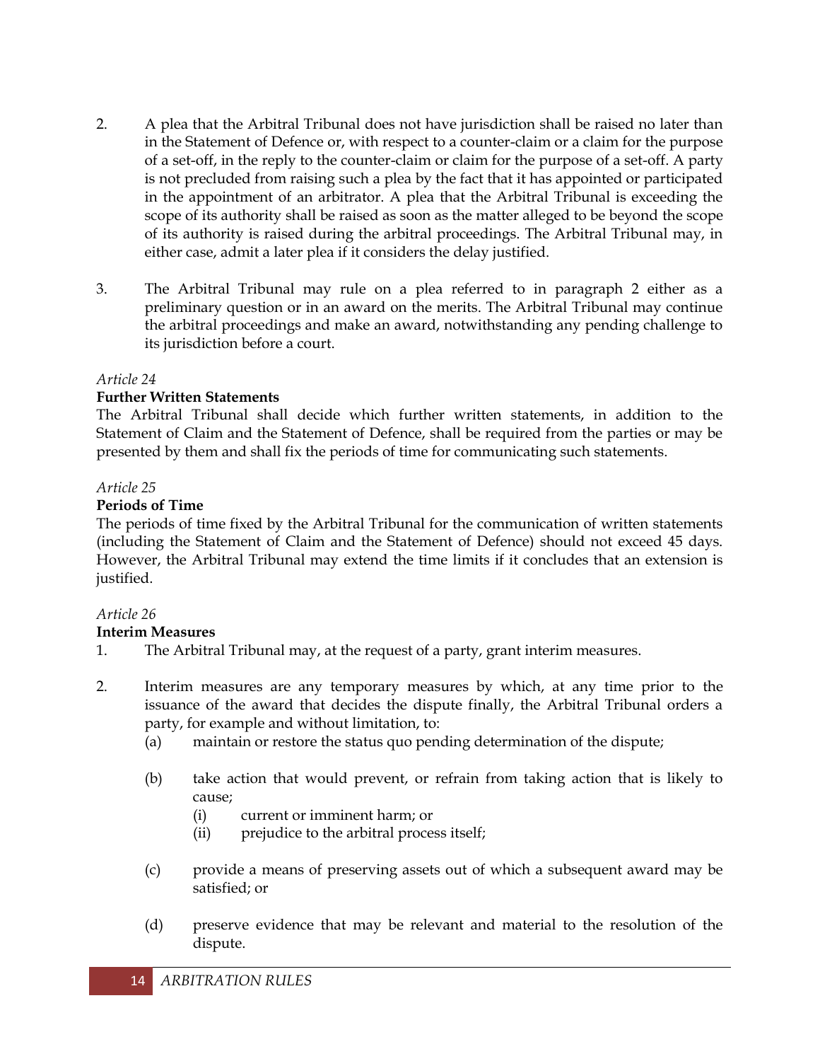2. A plea that the Arbitral Tribunal does not have jurisdiction shall be raised no later than in the Statement of Defence or, with respect to a counter-claim or a claim for the purpose of a set-off, in the reply to the counter-claim or claim for the purpose of a set-off. A party is not precluded from raising such a plea by the fact that it has appointed or participated in the appointment of an arbitrator. A plea that the Arbitral Tribunal is exceeding the scope of its authority shall be raised as soon as the matter alleged to be beyond the scope of its authority is raised during the arbitral proceedings. The Arbitral Tribunal may, in either case, admit a later plea if it considers the delay justified.

3. The Arbitral Tribunal may rule on a plea referred to in paragraph 2 either as a preliminary question or in an award on the merits. The Arbitral Tribunal may continue the arbitral proceedings and make an award, notwithstanding any pending challenge to its jurisdiction before a court.

*Article 24*

**Further Written Statements**

The Arbitral Tribunal shall decide which further written statements, in addition to the Statement of Claim and the Statement of Defence, shall be required from the parties or may be presented by them and shall fix the periods of time for communicating such statements.

*Article 25*

**Periods of Time**

The periods of time fixed by the Arbitral Tribunal for the communication of written statements (including the Statement of Claim and the Statement of Defence) should not exceed 45 days. However, the Arbitral Tribunal may extend the time limits if it concludes that an extension is justified.

*Article 26*

**Interim Measures**

1. The Arbitral Tribunal may, at the request of a party, grant interim measures.

2. Interim measures are any temporary measures by which, at any time prior to the issuance of the award that decides the dispute finally, the Arbitral Tribunal orders a party, for example and without limitation, to:
   - (a) maintain or restore the status quo pending determination of the dispute;
   - (b) take action that would prevent, or refrain from taking action that is likely to cause;
     - (i) current or imminent harm; or
     - (ii) prejudice to the arbitral process itself;
   - (c) provide a means of preserving assets out of which a subsequent award may be satisfied; or
   - (d) preserve evidence that may be relevant and material to the resolution of the dispute.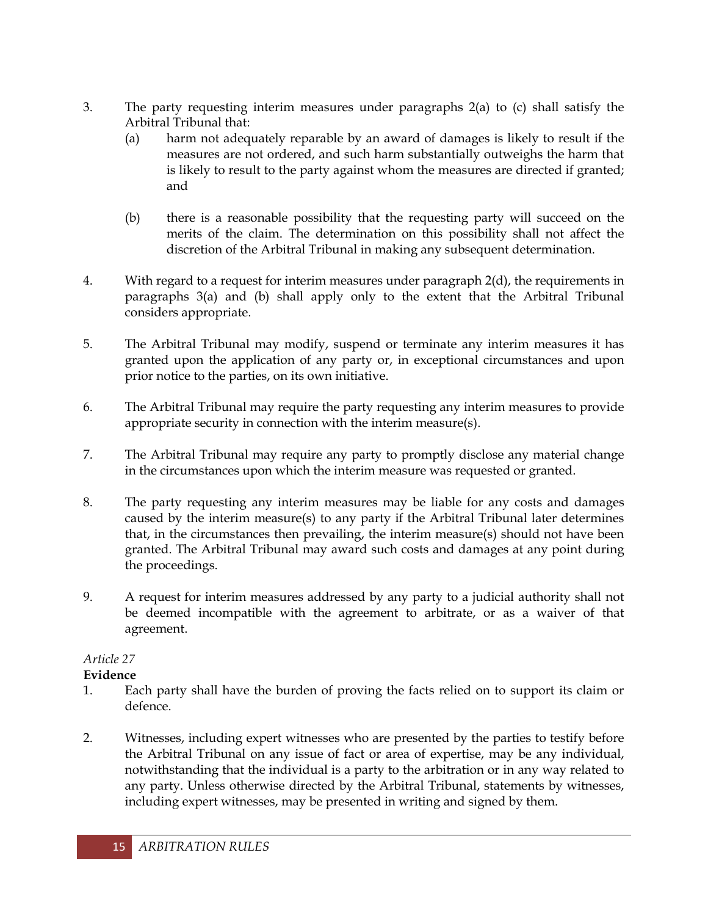3. The party requesting interim measures under paragraphs 2(a) to (c) shall satisfy the Arbitral Tribunal that:
   (a) harm not adequately reparable by an award of damages is likely to result if the measures are not ordered, and such harm substantially outweighs the harm that is likely to result to the party against whom the measures are directed if granted; and

   (b) there is a reasonable possibility that the requesting party will succeed on the merits of the claim. The determination on this possibility shall not affect the discretion of the Arbitral Tribunal in making any subsequent determination.

4. With regard to a request for interim measures under paragraph 2(d), the requirements in paragraphs 3(a) and (b) shall apply only to the extent that the Arbitral Tribunal considers appropriate.

5. The Arbitral Tribunal may modify, suspend or terminate any interim measures it has granted upon the application of any party or, in exceptional circumstances and upon prior notice to the parties, on its own initiative.

6. The Arbitral Tribunal may require the party requesting any interim measures to provide appropriate security in connection with the interim measure(s).

7. The Arbitral Tribunal may require any party to promptly disclose any material change in the circumstances upon which the interim measure was requested or granted.

8. The party requesting any interim measures may be liable for any costs and damages caused by the interim measure(s) to any party if the Arbitral Tribunal later determines that, in the circumstances then prevailing, the interim measure(s) should not have been granted. The Arbitral Tribunal may award such costs and damages at any point during the proceedings.

9. A request for interim measures addressed by any party to a judicial authority shall not be deemed incompatible with the agreement to arbitrate, or as a waiver of that agreement.

*Article 27*

**Evidence**

1. Each party shall have the burden of proving the facts relied on to support its claim or defence.

2. Witnesses, including expert witnesses who are presented by the parties to testify before the Arbitral Tribunal on any issue of fact or area of expertise, may be any individual, notwithstanding that the individual is a party to the arbitration or in any way related to any party. Unless otherwise directed by the Arbitral Tribunal, statements by witnesses, including expert witnesses, may be presented in writing and signed by them.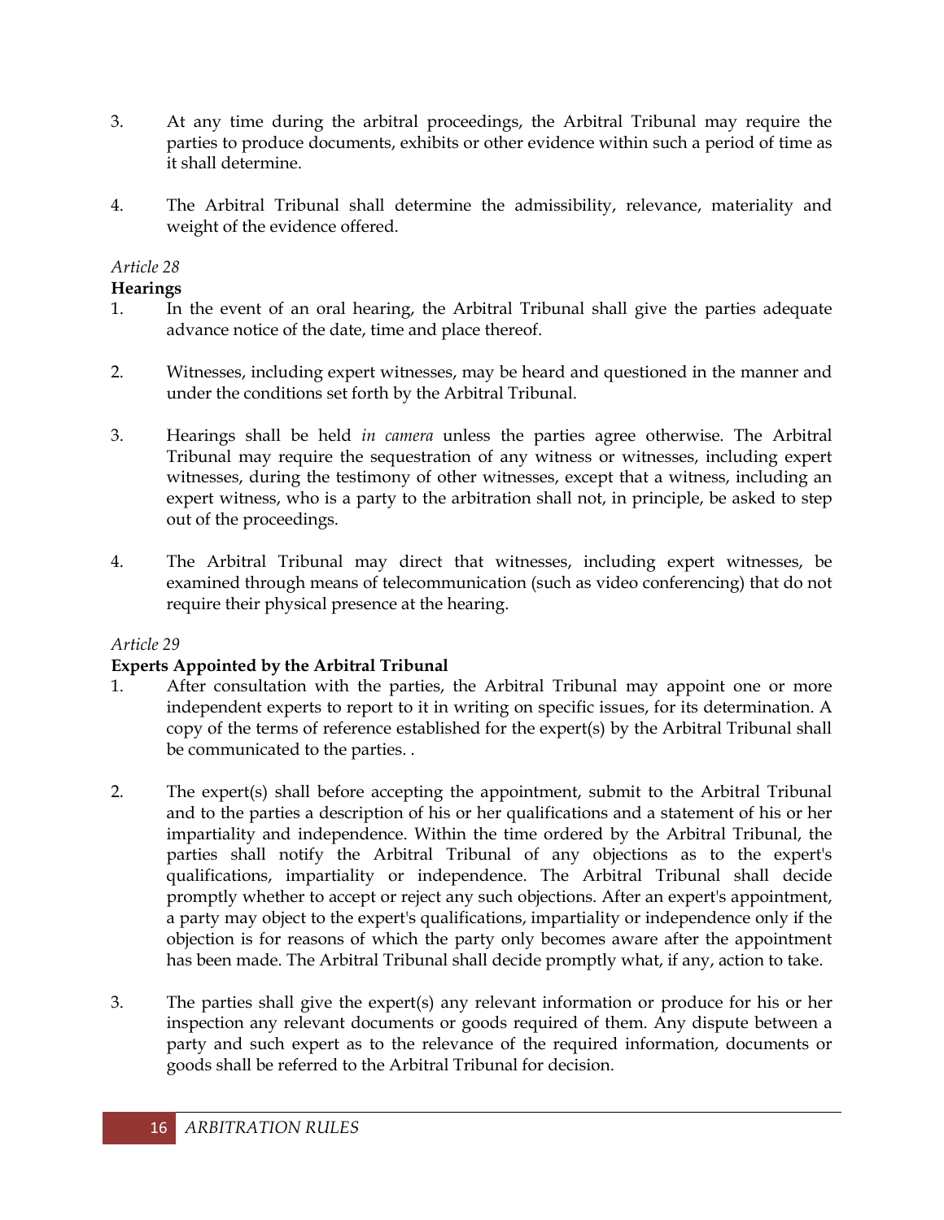3. At any time during the arbitral proceedings, the Arbitral Tribunal may require the parties to produce documents, exhibits or other evidence within such a period of time as it shall determine.

4. The Arbitral Tribunal shall determine the admissibility, relevance, materiality and weight of the evidence offered.

*Article 28*

**Hearings**

1. In the event of an oral hearing, the Arbitral Tribunal shall give the parties adequate advance notice of the date, time and place thereof.

2. Witnesses, including expert witnesses, may be heard and questioned in the manner and under the conditions set forth by the Arbitral Tribunal.

3. Hearings shall be held *in camera* unless the parties agree otherwise. The Arbitral Tribunal may require the sequestration of any witness or witnesses, including expert witnesses, during the testimony of other witnesses, except that a witness, including an expert witness, who is a party to the arbitration shall not, in principle, be asked to step out of the proceedings.

4. The Arbitral Tribunal may direct that witnesses, including expert witnesses, be examined through means of telecommunication (such as video conferencing) that do not require their physical presence at the hearing.

*Article 29*

**Experts Appointed by the Arbitral Tribunal**

1. After consultation with the parties, the Arbitral Tribunal may appoint one or more independent experts to report to it in writing on specific issues, for its determination. A copy of the terms of reference established for the expert(s) by the Arbitral Tribunal shall be communicated to the parties. .

2. The expert(s) shall before accepting the appointment, submit to the Arbitral Tribunal and to the parties a description of his or her qualifications and a statement of his or her impartiality and independence. Within the time ordered by the Arbitral Tribunal, the parties shall notify the Arbitral Tribunal of any objections as to the expert's qualifications, impartiality or independence. The Arbitral Tribunal shall decide promptly whether to accept or reject any such objections. After an expert's appointment, a party may object to the expert's qualifications, impartiality or independence only if the objection is for reasons of which the party only becomes aware after the appointment has been made. The Arbitral Tribunal shall decide promptly what, if any, action to take.

3. The parties shall give the expert(s) any relevant information or produce for his or her inspection any relevant documents or goods required of them. Any dispute between a party and such expert as to the relevance of the required information, documents or goods shall be referred to the Arbitral Tribunal for decision.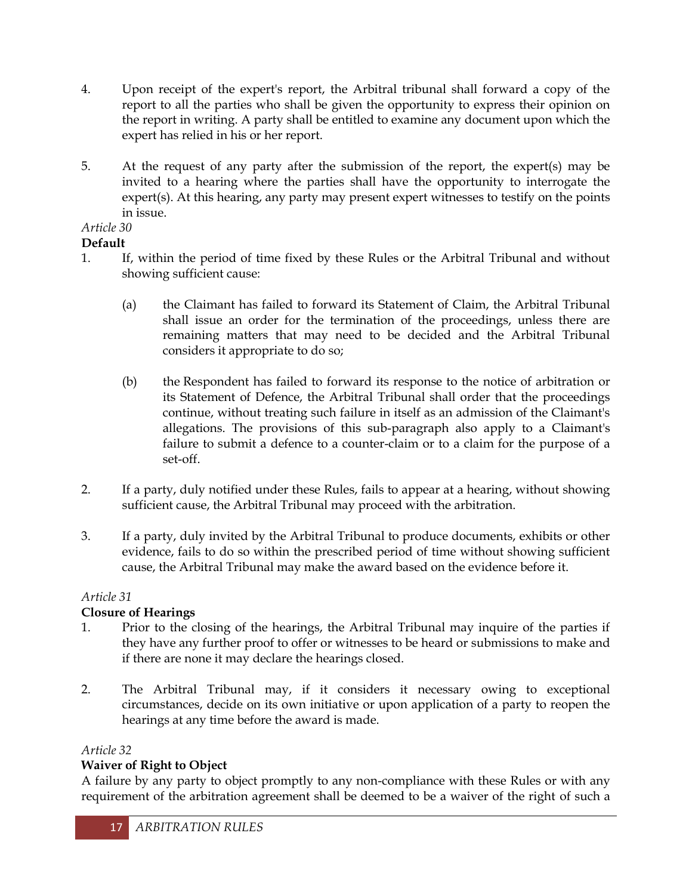4. Upon receipt of the expert's report, the Arbitral tribunal shall forward a copy of the report to all the parties who shall be given the opportunity to express their opinion on the report in writing. A party shall be entitled to examine any document upon which the expert has relied in his or her report.

5. At the request of any party after the submission of the report, the expert(s) may be invited to a hearing where the parties shall have the opportunity to interrogate the expert(s). At this hearing, any party may present expert witnesses to testify on the points in issue.

*Article 30*

**Default**

1. If, within the period of time fixed by these Rules or the Arbitral Tribunal and without showing sufficient cause:

   (a) the Claimant has failed to forward its Statement of Claim, the Arbitral Tribunal shall issue an order for the termination of the proceedings, unless there are remaining matters that may need to be decided and the Arbitral Tribunal considers it appropriate to do so;

   (b) the Respondent has failed to forward its response to the notice of arbitration or its Statement of Defence, the Arbitral Tribunal shall order that the proceedings continue, without treating such failure in itself as an admission of the Claimant's allegations. The provisions of this sub-paragraph also apply to a Claimant's failure to submit a defence to a counter-claim or to a claim for the purpose of a set-off.

2. If a party, duly notified under these Rules, fails to appear at a hearing, without showing sufficient cause, the Arbitral Tribunal may proceed with the arbitration.

3. If a party, duly invited by the Arbitral Tribunal to produce documents, exhibits or other evidence, fails to do so within the prescribed period of time without showing sufficient cause, the Arbitral Tribunal may make the award based on the evidence before it.

*Article 31*

**Closure of Hearings**

1. Prior to the closing of the hearings, the Arbitral Tribunal may inquire of the parties if they have any further proof to offer or witnesses to be heard or submissions to make and if there are none it may declare the hearings closed.

2. The Arbitral Tribunal may, if it considers it necessary owing to exceptional circumstances, decide on its own initiative or upon application of a party to reopen the hearings at any time before the award is made.

*Article 32*

**Waiver of Right to Object**

A failure by any party to object promptly to any non-compliance with these Rules or with any requirement of the arbitration agreement shall be deemed to be a waiver of the right of such a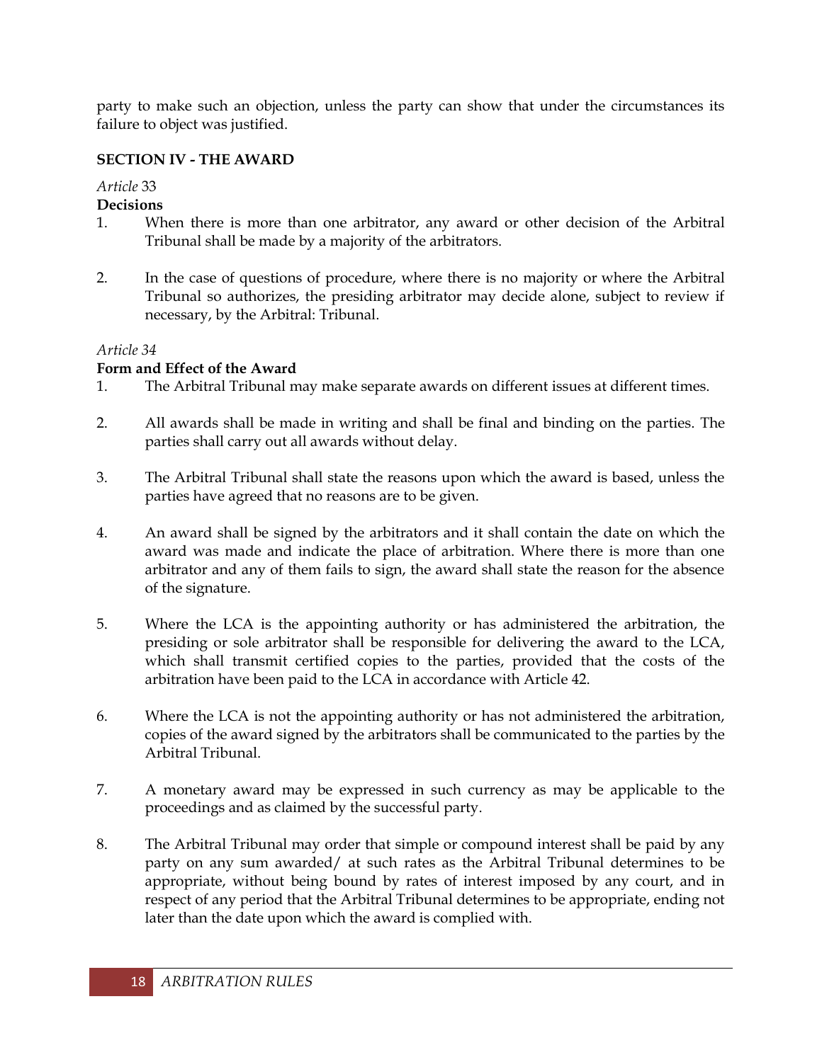party to make such an objection, unless the party can show that under the circumstances its failure to object was justified.

## SECTION IV - THE AWARD

*Article* 33

**Decisions**

1. When there is more than one arbitrator, any award or other decision of the Arbitral Tribunal shall be made by a majority of the arbitrators.

2. In the case of questions of procedure, where there is no majority or where the Arbitral Tribunal so authorizes, the presiding arbitrator may decide alone, subject to review if necessary, by the Arbitral: Tribunal.

*Article 34*

**Form and Effect of the Award**

1. The Arbitral Tribunal may make separate awards on different issues at different times.

2. All awards shall be made in writing and shall be final and binding on the parties. The parties shall carry out all awards without delay.

3. The Arbitral Tribunal shall state the reasons upon which the award is based, unless the parties have agreed that no reasons are to be given.

4. An award shall be signed by the arbitrators and it shall contain the date on which the award was made and indicate the place of arbitration. Where there is more than one arbitrator and any of them fails to sign, the award shall state the reason for the absence of the signature.

5. Where the LCA is the appointing authority or has administered the arbitration, the presiding or sole arbitrator shall be responsible for delivering the award to the LCA, which shall transmit certified copies to the parties, provided that the costs of the arbitration have been paid to the LCA in accordance with Article 42.

6. Where the LCA is not the appointing authority or has not administered the arbitration, copies of the award signed by the arbitrators shall be communicated to the parties by the Arbitral Tribunal.

7. A monetary award may be expressed in such currency as may be applicable to the proceedings and as claimed by the successful party.

8. The Arbitral Tribunal may order that simple or compound interest shall be paid by any party on any sum awarded/ at such rates as the Arbitral Tribunal determines to be appropriate, without being bound by rates of interest imposed by any court, and in respect of any period that the Arbitral Tribunal determines to be appropriate, ending not later than the date upon which the award is complied with.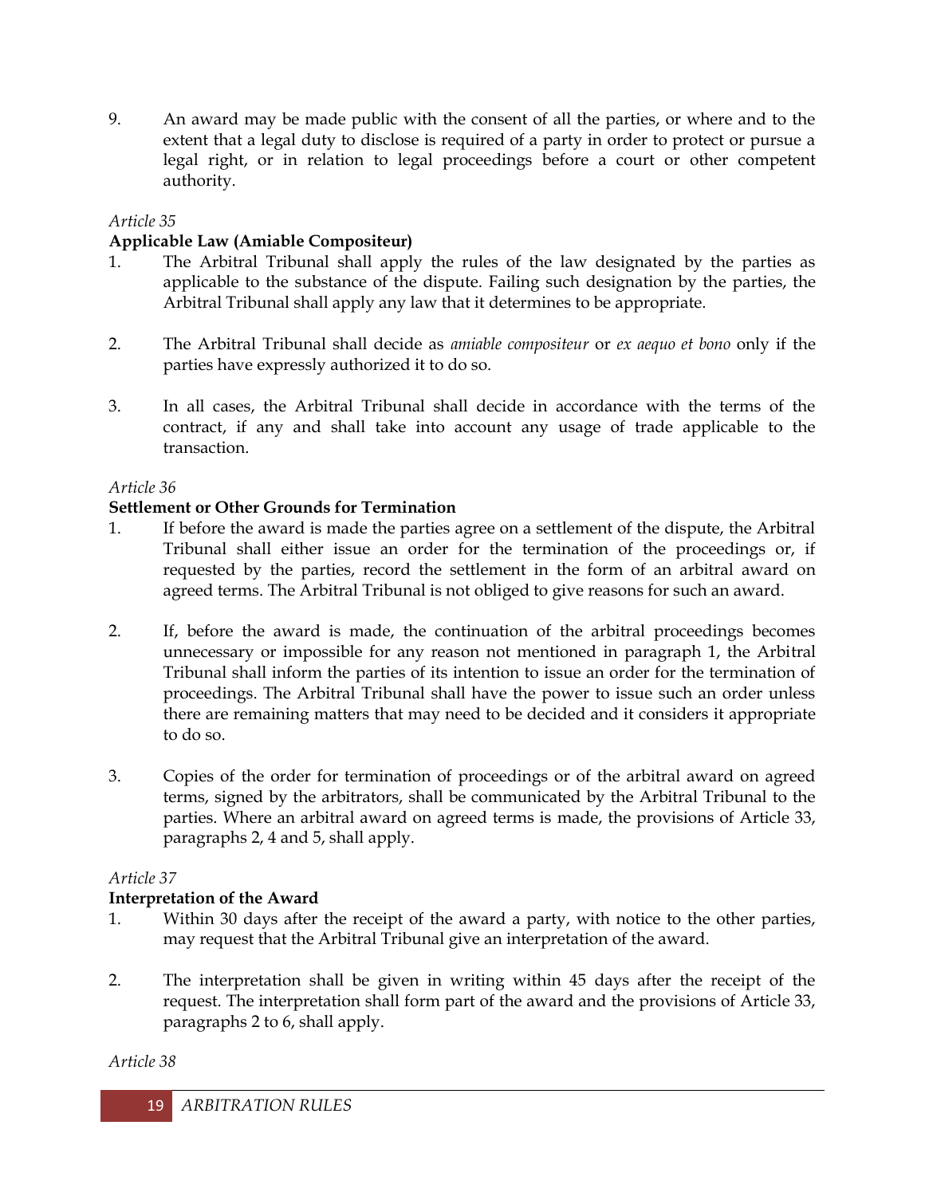9. An award may be made public with the consent of all the parties, or where and to the extent that a legal duty to disclose is required of a party in order to protect or pursue a legal right, or in relation to legal proceedings before a court or other competent authority.

*Article 35*

**Applicable Law (Amiable Compositeur)**

1. The Arbitral Tribunal shall apply the rules of the law designated by the parties as applicable to the substance of the dispute. Failing such designation by the parties, the Arbitral Tribunal shall apply any law that it determines to be appropriate.

2. The Arbitral Tribunal shall decide as *amiable compositeur* or *ex aequo et bono* only if the parties have expressly authorized it to do so.

3. In all cases, the Arbitral Tribunal shall decide in accordance with the terms of the contract, if any and shall take into account any usage of trade applicable to the transaction.

*Article 36*

**Settlement or Other Grounds for Termination**

1. If before the award is made the parties agree on a settlement of the dispute, the Arbitral Tribunal shall either issue an order for the termination of the proceedings or, if requested by the parties, record the settlement in the form of an arbitral award on agreed terms. The Arbitral Tribunal is not obliged to give reasons for such an award.

2. If, before the award is made, the continuation of the arbitral proceedings becomes unnecessary or impossible for any reason not mentioned in paragraph 1, the Arbitral Tribunal shall inform the parties of its intention to issue an order for the termination of proceedings. The Arbitral Tribunal shall have the power to issue such an order unless there are remaining matters that may need to be decided and it considers it appropriate to do so.

3. Copies of the order for termination of proceedings or of the arbitral award on agreed terms, signed by the arbitrators, shall be communicated by the Arbitral Tribunal to the parties. Where an arbitral award on agreed terms is made, the provisions of Article 33, paragraphs 2, 4 and 5, shall apply.

*Article 37*

**Interpretation of the Award**

1. Within 30 days after the receipt of the award a party, with notice to the other parties, may request that the Arbitral Tribunal give an interpretation of the award.

2. The interpretation shall be given in writing within 45 days after the receipt of the request. The interpretation shall form part of the award and the provisions of Article 33, paragraphs 2 to 6, shall apply.

*Article 38*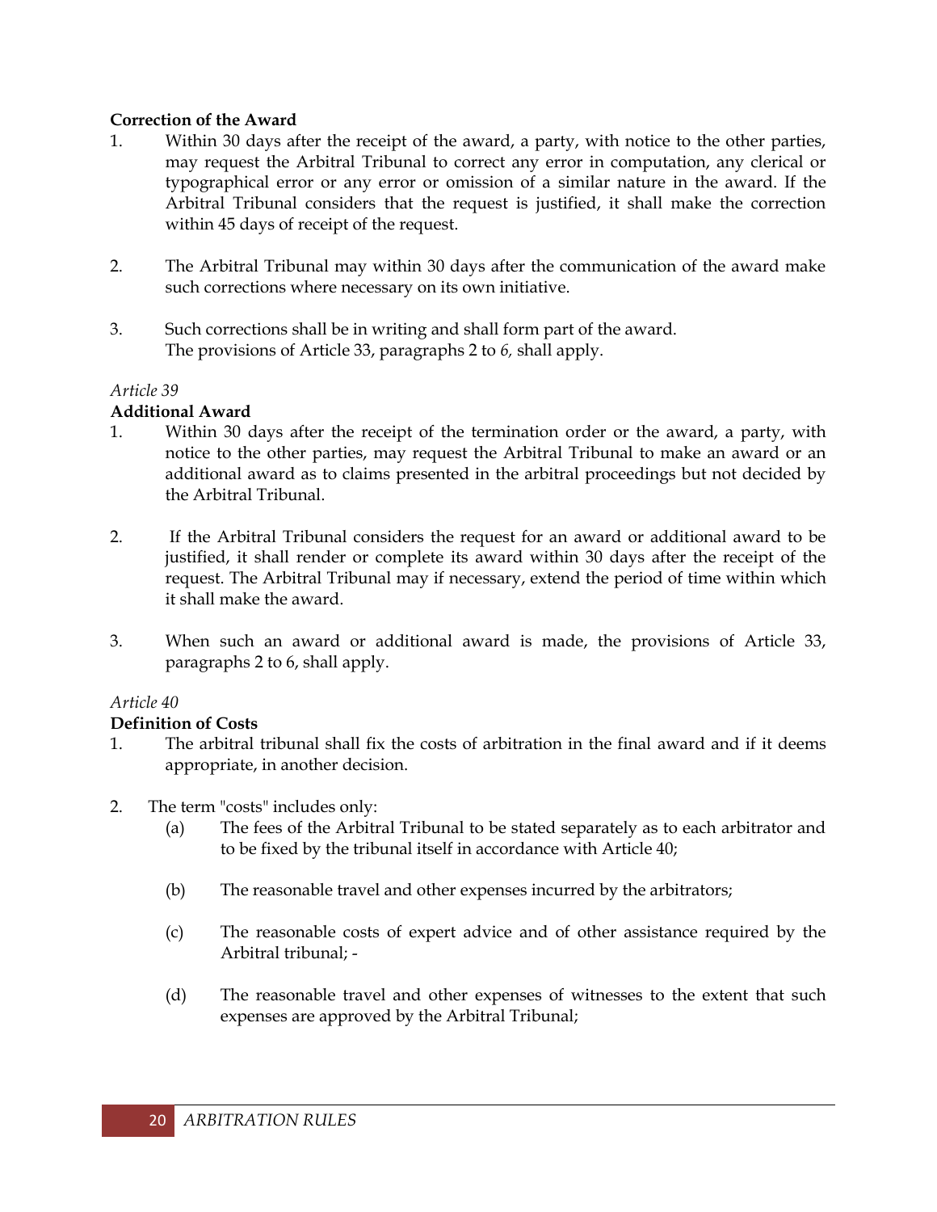**Correction of the Award**

1. Within 30 days after the receipt of the award, a party, with notice to the other parties, may request the Arbitral Tribunal to correct any error in computation, any clerical or typographical error or any error or omission of a similar nature in the award. If the Arbitral Tribunal considers that the request is justified, it shall make the correction within 45 days of receipt of the request.

2. The Arbitral Tribunal may within 30 days after the communication of the award make such corrections where necessary on its own initiative.

3. Such corrections shall be in writing and shall form part of the award. The provisions of Article 33, paragraphs 2 to *6,* shall apply.

*Article 39*

**Additional Award**

1. Within 30 days after the receipt of the termination order or the award, a party, with notice to the other parties, may request the Arbitral Tribunal to make an award or an additional award as to claims presented in the arbitral proceedings but not decided by the Arbitral Tribunal.

2. If the Arbitral Tribunal considers the request for an award or additional award to be justified, it shall render or complete its award within 30 days after the receipt of the request. The Arbitral Tribunal may if necessary, extend the period of time within which it shall make the award.

3. When such an award or additional award is made, the provisions of Article 33, paragraphs 2 to 6, shall apply.

*Article 40*

**Definition of Costs**

1. The arbitral tribunal shall fix the costs of arbitration in the final award and if it deems appropriate, in another decision.

2. The term "costs" includes only:
   - (a) The fees of the Arbitral Tribunal to be stated separately as to each arbitrator and to be fixed by the tribunal itself in accordance with Article 40;
   - (b) The reasonable travel and other expenses incurred by the arbitrators;
   - (c) The reasonable costs of expert advice and of other assistance required by the Arbitral tribunal; -
   - (d) The reasonable travel and other expenses of witnesses to the extent that such expenses are approved by the Arbitral Tribunal;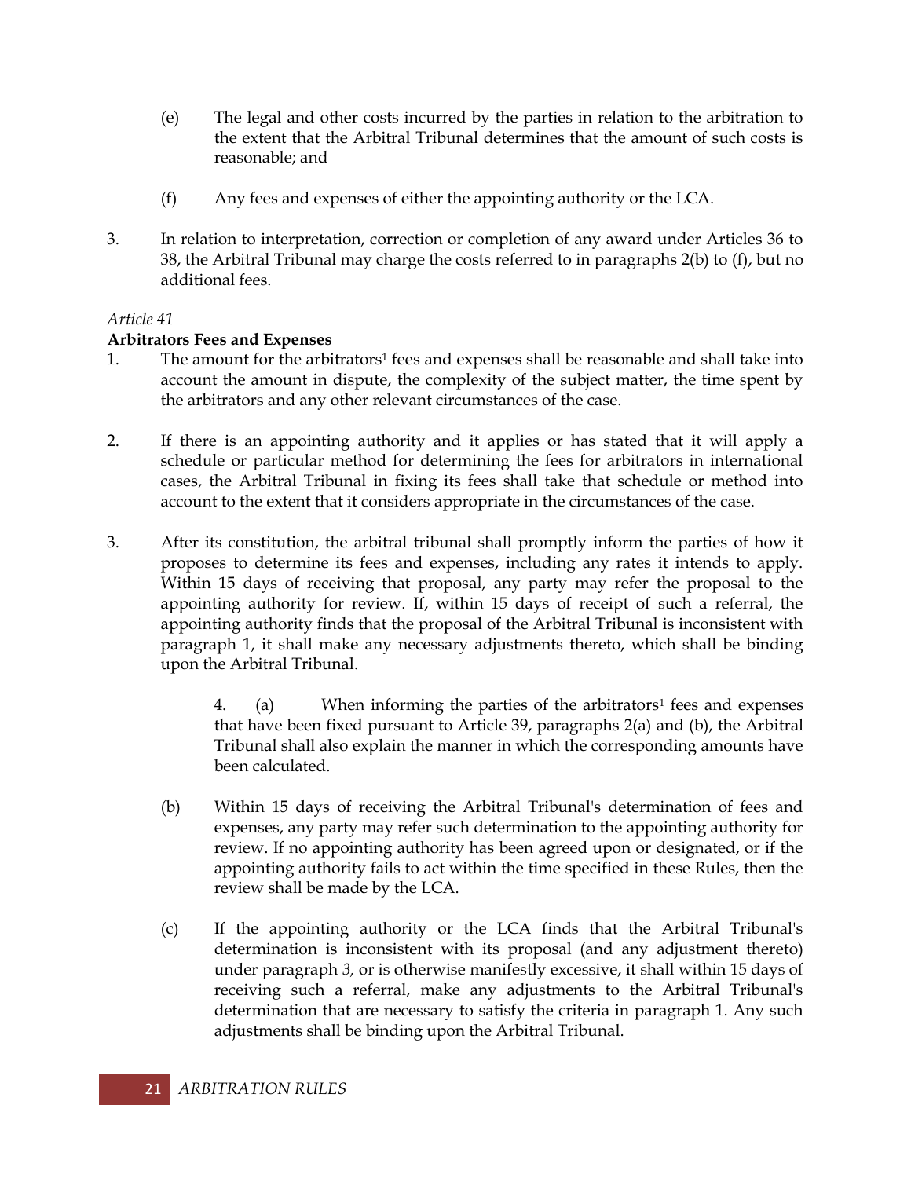(e) The legal and other costs incurred by the parties in relation to the arbitration to the extent that the Arbitral Tribunal determines that the amount of such costs is reasonable; and

(f) Any fees and expenses of either the appointing authority or the LCA.

3. In relation to interpretation, correction or completion of any award under Articles 36 to 38, the Arbitral Tribunal may charge the costs referred to in paragraphs 2(b) to (f), but no additional fees.

*Article 41*

**Arbitrators Fees and Expenses**

1. The amount for the arbitrators[1] fees and expenses shall be reasonable and shall take into account the amount in dispute, the complexity of the subject matter, the time spent by the arbitrators and any other relevant circumstances of the case.

2. If there is an appointing authority and it applies or has stated that it will apply a schedule or particular method for determining the fees for arbitrators in international cases, the Arbitral Tribunal in fixing its fees shall take that schedule or method into account to the extent that it considers appropriate in the circumstances of the case.

3. After its constitution, the arbitral tribunal shall promptly inform the parties of how it proposes to determine its fees and expenses, including any rates it intends to apply. Within 15 days of receiving that proposal, any party may refer the proposal to the appointing authority for review. If, within 15 days of receipt of such a referral, the appointing authority finds that the proposal of the Arbitral Tribunal is inconsistent with paragraph 1, it shall make any necessary adjustments thereto, which shall be binding upon the Arbitral Tribunal.

4. (a) When informing the parties of the arbitrators[1] fees and expenses that have been fixed pursuant to Article 39, paragraphs 2(a) and (b), the Arbitral Tribunal shall also explain the manner in which the corresponding amounts have been calculated.

(b) Within 15 days of receiving the Arbitral Tribunal's determination of fees and expenses, any party may refer such determination to the appointing authority for review. If no appointing authority has been agreed upon or designated, or if the appointing authority fails to act within the time specified in these Rules, then the review shall be made by the LCA.

(c) If the appointing authority or the LCA finds that the Arbitral Tribunal's determination is inconsistent with its proposal (and any adjustment thereto) under paragraph *3,* or is otherwise manifestly excessive, it shall within 15 days of receiving such a referral, make any adjustments to the Arbitral Tribunal's determination that are necessary to satisfy the criteria in paragraph 1. Any such adjustments shall be binding upon the Arbitral Tribunal.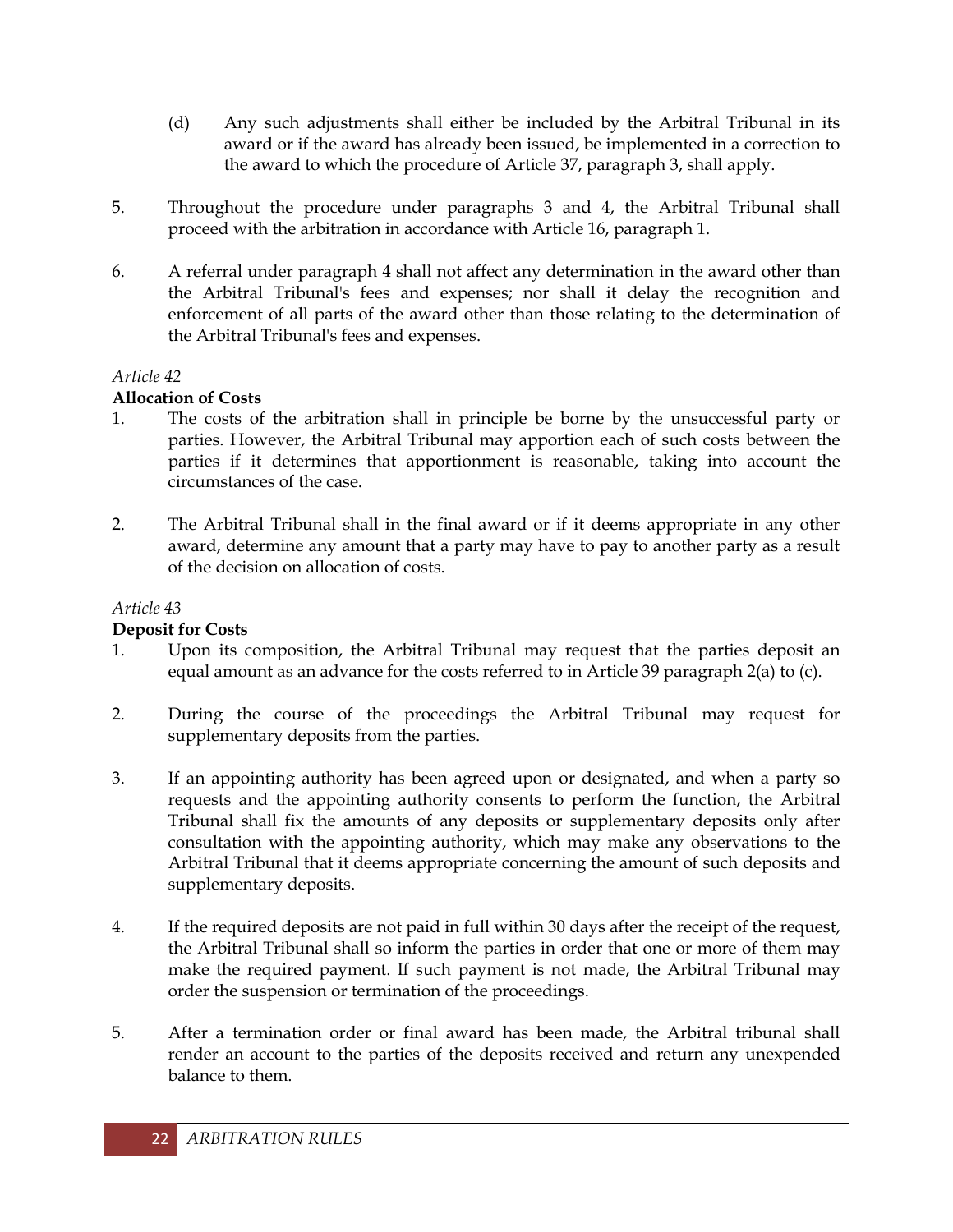(d) Any such adjustments shall either be included by the Arbitral Tribunal in its award or if the award has already been issued, be implemented in a correction to the award to which the procedure of Article 37, paragraph 3, shall apply.

5. Throughout the procedure under paragraphs 3 and 4, the Arbitral Tribunal shall proceed with the arbitration in accordance with Article 16, paragraph 1.

6. A referral under paragraph 4 shall not affect any determination in the award other than the Arbitral Tribunal's fees and expenses; nor shall it delay the recognition and enforcement of all parts of the award other than those relating to the determination of the Arbitral Tribunal's fees and expenses.

*Article 42*

**Allocation of Costs**

1. The costs of the arbitration shall in principle be borne by the unsuccessful party or parties. However, the Arbitral Tribunal may apportion each of such costs between the parties if it determines that apportionment is reasonable, taking into account the circumstances of the case.

2. The Arbitral Tribunal shall in the final award or if it deems appropriate in any other award, determine any amount that a party may have to pay to another party as a result of the decision on allocation of costs.

*Article 43*

**Deposit for Costs**

1. Upon its composition, the Arbitral Tribunal may request that the parties deposit an equal amount as an advance for the costs referred to in Article 39 paragraph 2(a) to (c).

2. During the course of the proceedings the Arbitral Tribunal may request for supplementary deposits from the parties.

3. If an appointing authority has been agreed upon or designated, and when a party so requests and the appointing authority consents to perform the function, the Arbitral Tribunal shall fix the amounts of any deposits or supplementary deposits only after consultation with the appointing authority, which may make any observations to the Arbitral Tribunal that it deems appropriate concerning the amount of such deposits and supplementary deposits.

4. If the required deposits are not paid in full within 30 days after the receipt of the request, the Arbitral Tribunal shall so inform the parties in order that one or more of them may make the required payment. If such payment is not made, the Arbitral Tribunal may order the suspension or termination of the proceedings.

5. After a termination order or final award has been made, the Arbitral tribunal shall render an account to the parties of the deposits received and return any unexpended balance to them.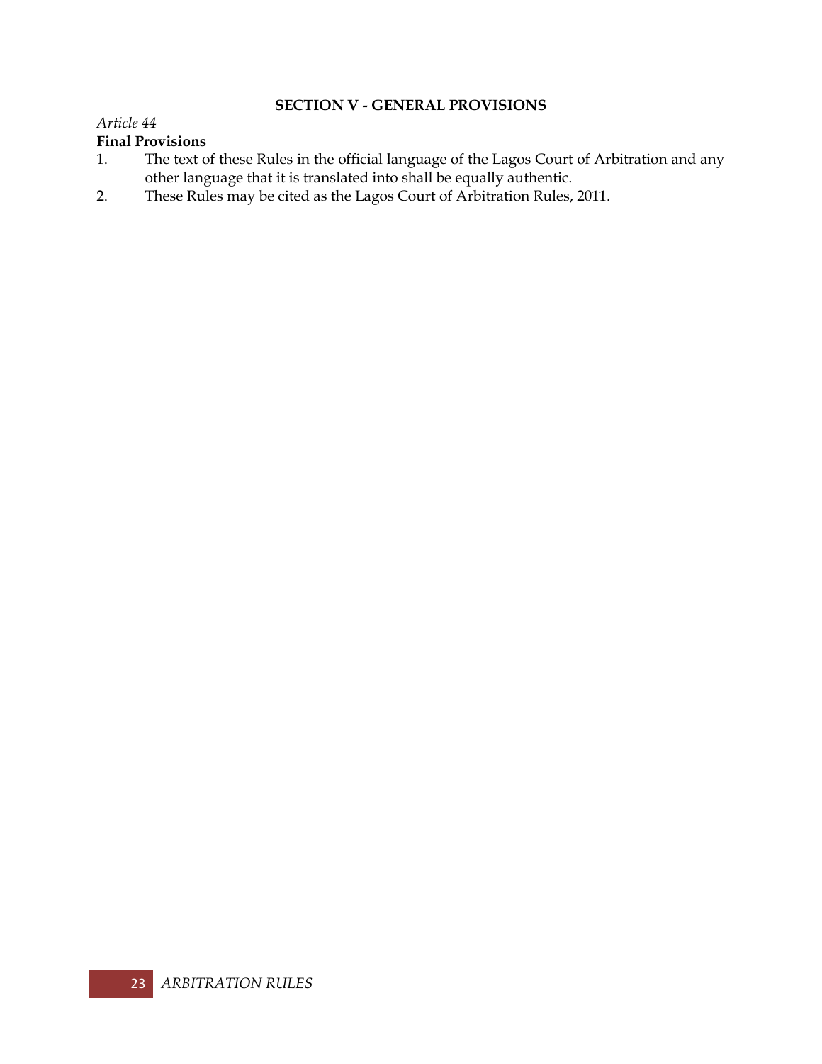## SECTION V - GENERAL PROVISIONS

*Article 44*

**Final Provisions**

1. The text of these Rules in the official language of the Lagos Court of Arbitration and any other language that it is translated into shall be equally authentic.
2. These Rules may be cited as the Lagos Court of Arbitration Rules, 2011.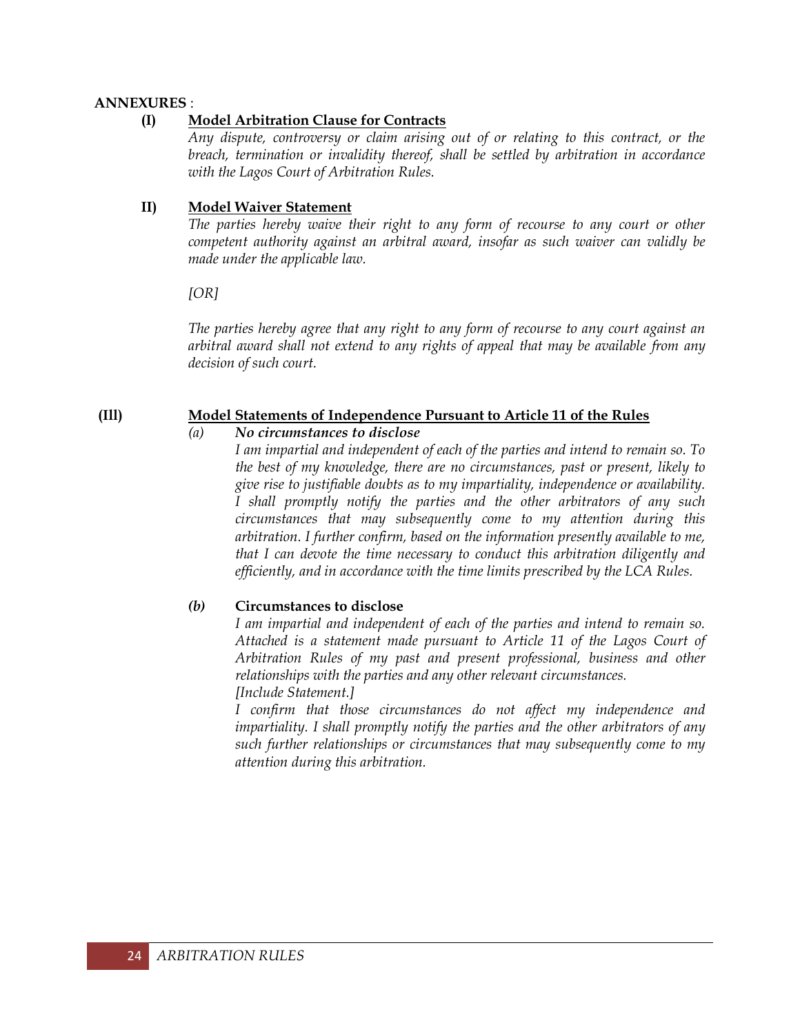**ANNEXURES** :

**(I) Model Arbitration Clause for Contracts**

*Any dispute, controversy or claim arising out of or relating to this contract, or the breach, termination or invalidity thereof, shall be settled by arbitration in accordance with the Lagos Court of Arbitration Rules.*

**II) Model Waiver Statement**

*The parties hereby waive their right to any form of recourse to any court or other competent authority against an arbitral award, insofar as such waiver can validly be made under the applicable law.*

*[OR]*

*The parties hereby agree that any right to any form of recourse to any court against an arbitral award shall not extend to any rights of appeal that may be available from any decision of such court.*

**(Ill) Model Statements of Independence Pursuant to Article 11 of the Rules**

*(a)* ***No circumstances to disclose***

*I am impartial and independent of each of the parties and intend to remain so. To the best of my knowledge, there are no circumstances, past or present, likely to give rise to justifiable doubts as to my impartiality, independence or availability. I shall promptly notify the parties and the other arbitrators of any such circumstances that may subsequently come to my attention during this arbitration. I further confirm, based on the information presently available to me, that I can devote the time necessary to conduct this arbitration diligently and efficiently, and in accordance with the time limits prescribed by the LCA Rules.*

***(b)*** **Circumstances to disclose**

*I am impartial and independent of each of the parties and intend to remain so. Attached is a statement made pursuant to Article 11 of the Lagos Court of Arbitration Rules of my past and present professional, business and other relationships with the parties and any other relevant circumstances.*
*[Include Statement.]*
*I confirm that those circumstances do not affect my independence and impartiality. I shall promptly notify the parties and the other arbitrators of any such further relationships or circumstances that may subsequently come to my attention during this arbitration.*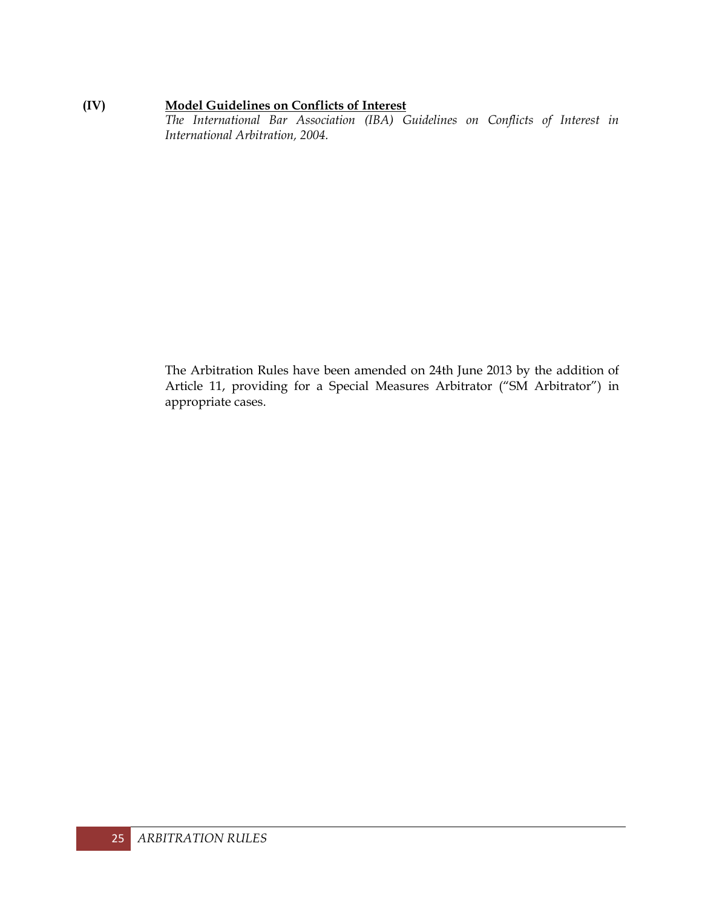**(IV)** **Model Guidelines on Conflicts of Interest**

*The International Bar Association (IBA) Guidelines on Conflicts of Interest in International Arbitration, 2004.*

The Arbitration Rules have been amended on 24th June 2013 by the addition of Article 11, providing for a Special Measures Arbitrator ("SM Arbitrator") in appropriate cases.